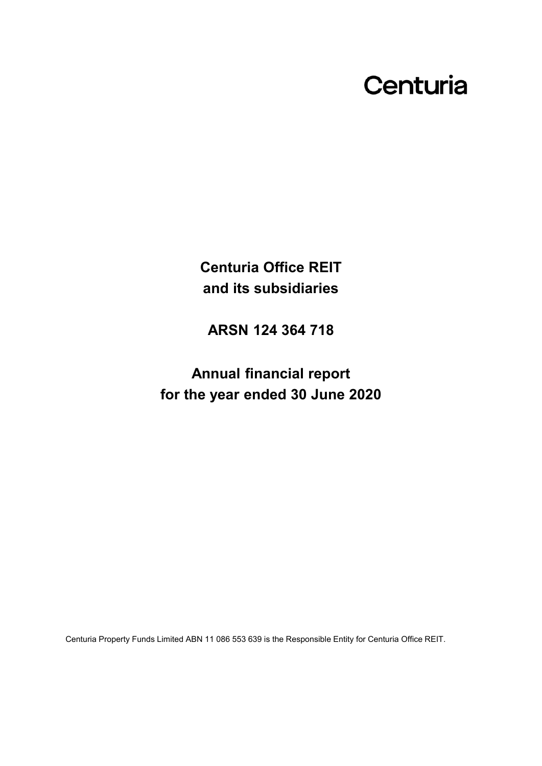Centuria

# Centuria Office REIT
# and its subsidiaries

## ARSN 124 364 718

# Annual financial report
# for the year ended 30 June 2020

Centuria Property Funds Limited ABN 11 086 553 639 is the Responsible Entity for Centuria Office REIT.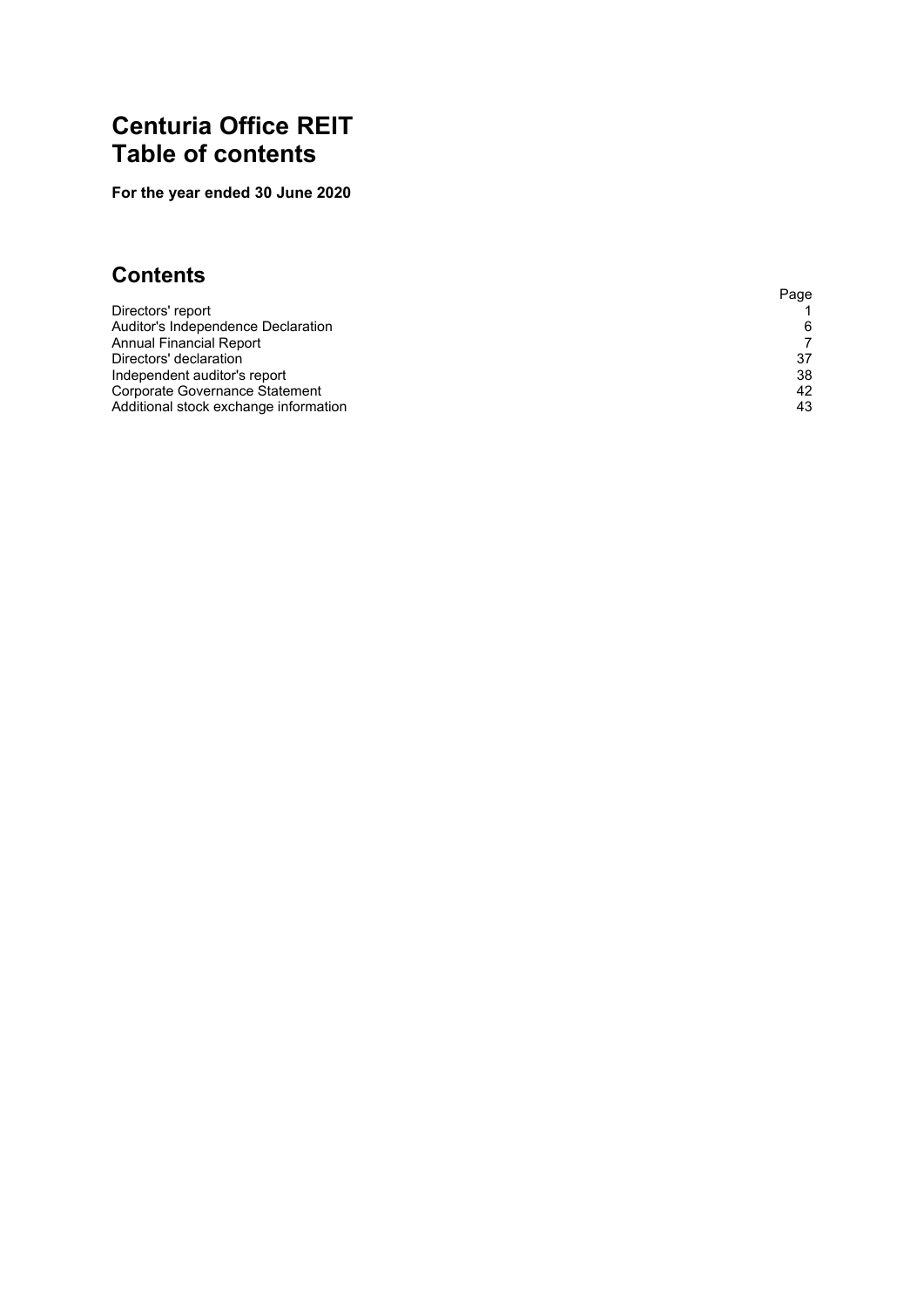# Centuria Office REIT
# Table of contents

**For the year ended 30 June 2020**

## Contents

| | Page |
|---|---|
| Directors' report | 1 |
| Auditor's Independence Declaration | 6 |
| Annual Financial Report | 7 |
| Directors' declaration | 37 |
| Independent auditor's report | 38 |
| Corporate Governance Statement | 42 |
| Additional stock exchange information | 43 |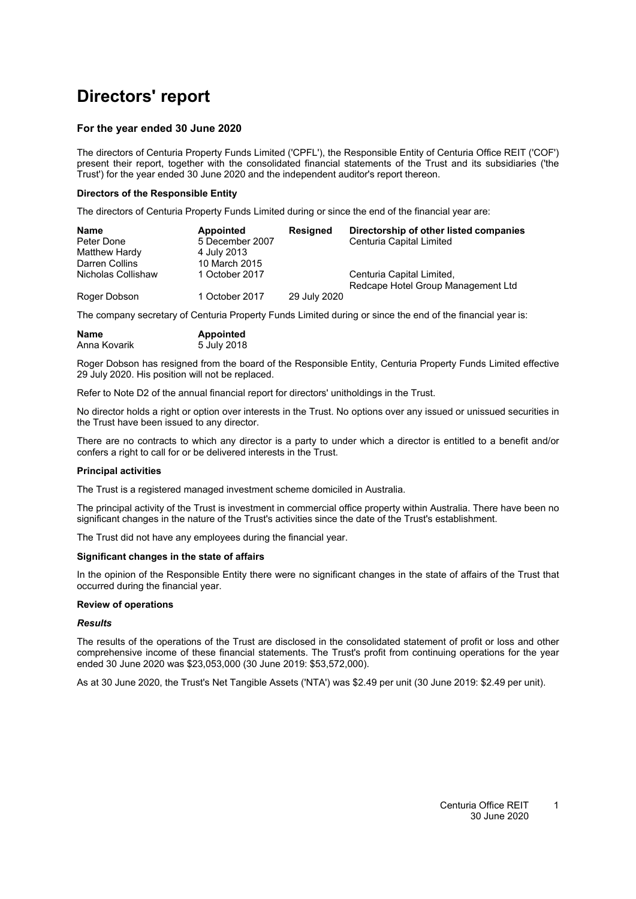# Directors' report

### For the year ended 30 June 2020

The directors of Centuria Property Funds Limited ('CPFL'), the Responsible Entity of Centuria Office REIT ('COF') present their report, together with the consolidated financial statements of the Trust and its subsidiaries ('the Trust') for the year ended 30 June 2020 and the independent auditor's report thereon.

**Directors of the Responsible Entity**

The directors of Centuria Property Funds Limited during or since the end of the financial year are:

| Name | Appointed | Resigned | Directorship of other listed companies |
|---|---|---|---|
| Peter Done | 5 December 2007 | | Centuria Capital Limited |
| Matthew Hardy | 4 July 2013 | | |
| Darren Collins | 10 March 2015 | | |
| Nicholas Collishaw | 1 October 2017 | | Centuria Capital Limited, Redcape Hotel Group Management Ltd |
| Roger Dobson | 1 October 2017 | 29 July 2020 | |

The company secretary of Centuria Property Funds Limited during or since the end of the financial year is:

| Name | Appointed |
|---|---|
| Anna Kovarik | 5 July 2018 |

Roger Dobson has resigned from the board of the Responsible Entity, Centuria Property Funds Limited effective 29 July 2020. His position will not be replaced.

Refer to Note D2 of the annual financial report for directors' unitholdings in the Trust.

No director holds a right or option over interests in the Trust. No options over any issued or unissued securities in the Trust have been issued to any director.

There are no contracts to which any director is a party to under which a director is entitled to a benefit and/or confers a right to call for or be delivered interests in the Trust.

**Principal activities**

The Trust is a registered managed investment scheme domiciled in Australia.

The principal activity of the Trust is investment in commercial office property within Australia. There have been no significant changes in the nature of the Trust's activities since the date of the Trust's establishment.

The Trust did not have any employees during the financial year.

**Significant changes in the state of affairs**

In the opinion of the Responsible Entity there were no significant changes in the state of affairs of the Trust that occurred during the financial year.

**Review of operations**

***Results***

The results of the operations of the Trust are disclosed in the consolidated statement of profit or loss and other comprehensive income of these financial statements. The Trust's profit from continuing operations for the year ended 30 June 2020 was $23,053,000 (30 June 2019: $53,572,000).

As at 30 June 2020, the Trust's Net Tangible Assets ('NTA') was $2.49 per unit (30 June 2019: $2.49 per unit).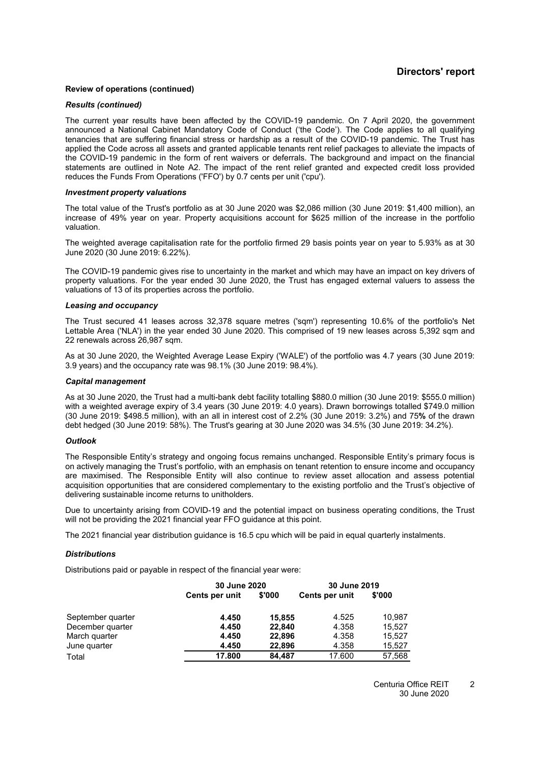## Directors' report

**Review of operations (continued)**

***Results (continued)***

The current year results have been affected by the COVID-19 pandemic. On 7 April 2020, the government announced a National Cabinet Mandatory Code of Conduct ('the Code'). The Code applies to all qualifying tenancies that are suffering financial stress or hardship as a result of the COVID-19 pandemic. The Trust has applied the Code across all assets and granted applicable tenants rent relief packages to alleviate the impacts of the COVID-19 pandemic in the form of rent waivers or deferrals. The background and impact on the financial statements are outlined in Note A2. The impact of the rent relief granted and expected credit loss provided reduces the Funds From Operations ('FFO') by 0.7 cents per unit ('cpu').

***Investment property valuations***

The total value of the Trust's portfolio as at 30 June 2020 was \$2,086 million (30 June 2019: \$1,400 million), an increase of 49% year on year. Property acquisitions account for \$625 million of the increase in the portfolio valuation.

The weighted average capitalisation rate for the portfolio firmed 29 basis points year on year to 5.93% as at 30 June 2020 (30 June 2019: 6.22%).

The COVID-19 pandemic gives rise to uncertainty in the market and which may have an impact on key drivers of property valuations. For the year ended 30 June 2020, the Trust has engaged external valuers to assess the valuations of 13 of its properties across the portfolio.

***Leasing and occupancy***

The Trust secured 41 leases across 32,378 square metres ('sqm') representing 10.6% of the portfolio's Net Lettable Area ('NLA') in the year ended 30 June 2020. This comprised of 19 new leases across 5,392 sqm and 22 renewals across 26,987 sqm.

As at 30 June 2020, the Weighted Average Lease Expiry ('WALE') of the portfolio was 4.7 years (30 June 2019: 3.9 years) and the occupancy rate was 98.1% (30 June 2019: 98.4%).

***Capital management***

As at 30 June 2020, the Trust had a multi-bank debt facility totalling \$880.0 million (30 June 2019: \$555.0 million) with a weighted average expiry of 3.4 years (30 June 2019: 4.0 years). Drawn borrowings totalled \$749.0 million (30 June 2019: \$498.5 million), with an all in interest cost of 2.2% (30 June 2019: 3.2%) and 75**%** of the drawn debt hedged (30 June 2019: 58%). The Trust's gearing at 30 June 2020 was 34.5% (30 June 2019: 34.2%).

***Outlook***

The Responsible Entity's strategy and ongoing focus remains unchanged. Responsible Entity's primary focus is on actively managing the Trust's portfolio, with an emphasis on tenant retention to ensure income and occupancy are maximised. The Responsible Entity will also continue to review asset allocation and assess potential acquisition opportunities that are considered complementary to the existing portfolio and the Trust's objective of delivering sustainable income returns to unitholders.

Due to uncertainty arising from COVID-19 and the potential impact on business operating conditions, the Trust will not be providing the 2021 financial year FFO guidance at this point.

The 2021 financial year distribution guidance is 16.5 cpu which will be paid in equal quarterly instalments.

***Distributions***

Distributions paid or payable in respect of the financial year were:

| | 30 June 2020 | | 30 June 2019 | |
|---|---|---|---|---|
| | Cents per unit | \$'000 | Cents per unit | \$'000 |
| September quarter | **4.450** | **15,855** | 4.525 | 10,987 |
| December quarter | **4.450** | **22,840** | 4.358 | 15,527 |
| March quarter | **4.450** | **22,896** | 4.358 | 15,527 |
| June quarter | **4.450** | **22,896** | 4.358 | 15,527 |
| Total | **17.800** | **84,487** | 17.600 | 57,568 |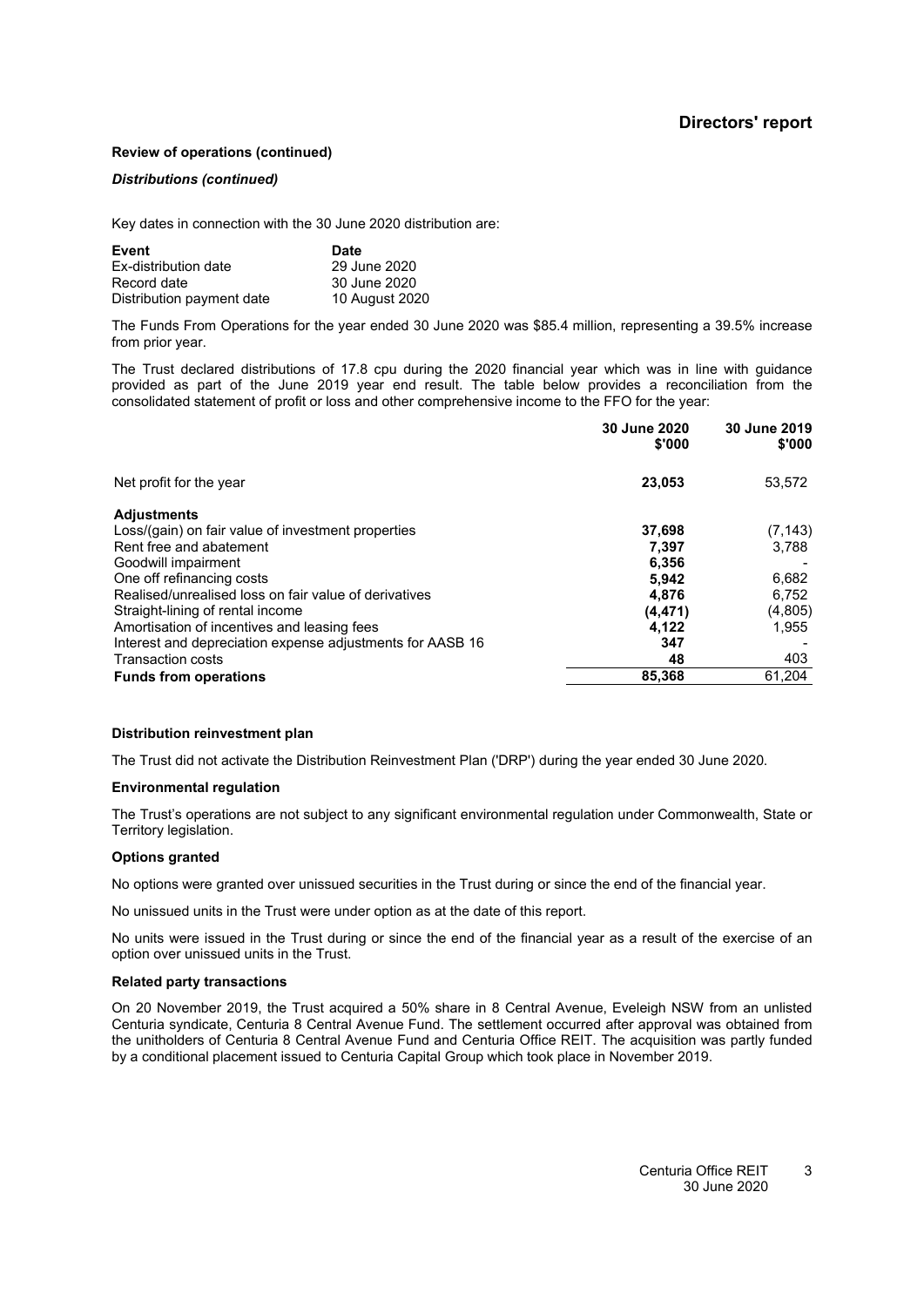## Review of operations (continued)

### *Distributions (continued)*

Key dates in connection with the 30 June 2020 distribution are:

| Event | Date |
|---|---|
| Ex-distribution date | 29 June 2020 |
| Record date | 30 June 2020 |
| Distribution payment date | 10 August 2020 |

The Funds From Operations for the year ended 30 June 2020 was \$85.4 million, representing a 39.5% increase from prior year.

The Trust declared distributions of 17.8 cpu during the 2020 financial year which was in line with guidance provided as part of the June 2019 year end result. The table below provides a reconciliation from the consolidated statement of profit or loss and other comprehensive income to the FFO for the year:

| | 30 June 2020 \$'000 | 30 June 2019 \$'000 |
|---|---|---|
| Net profit for the year | **23,053** | 53,572 |
| **Adjustments** | | |
| Loss/(gain) on fair value of investment properties | **37,698** | (7,143) |
| Rent free and abatement | **7,397** | 3,788 |
| Goodwill impairment | **6,356** | - |
| One off refinancing costs | **5,942** | 6,682 |
| Realised/unrealised loss on fair value of derivatives | **4,876** | 6,752 |
| Straight-lining of rental income | **(4,471)** | (4,805) |
| Amortisation of incentives and leasing fees | **4,122** | 1,955 |
| Interest and depreciation expense adjustments for AASB 16 | **347** | - |
| Transaction costs | **48** | 403 |
| **Funds from operations** | **85,368** | 61,204 |

## Distribution reinvestment plan

The Trust did not activate the Distribution Reinvestment Plan ('DRP') during the year ended 30 June 2020.

## Environmental regulation

The Trust's operations are not subject to any significant environmental regulation under Commonwealth, State or Territory legislation.

## Options granted

No options were granted over unissued securities in the Trust during or since the end of the financial year.

No unissued units in the Trust were under option as at the date of this report.

No units were issued in the Trust during or since the end of the financial year as a result of the exercise of an option over unissued units in the Trust.

## Related party transactions

On 20 November 2019, the Trust acquired a 50% share in 8 Central Avenue, Eveleigh NSW from an unlisted Centuria syndicate, Centuria 8 Central Avenue Fund. The settlement occurred after approval was obtained from the unitholders of Centuria 8 Central Avenue Fund and Centuria Office REIT. The acquisition was partly funded by a conditional placement issued to Centuria Capital Group which took place in November 2019.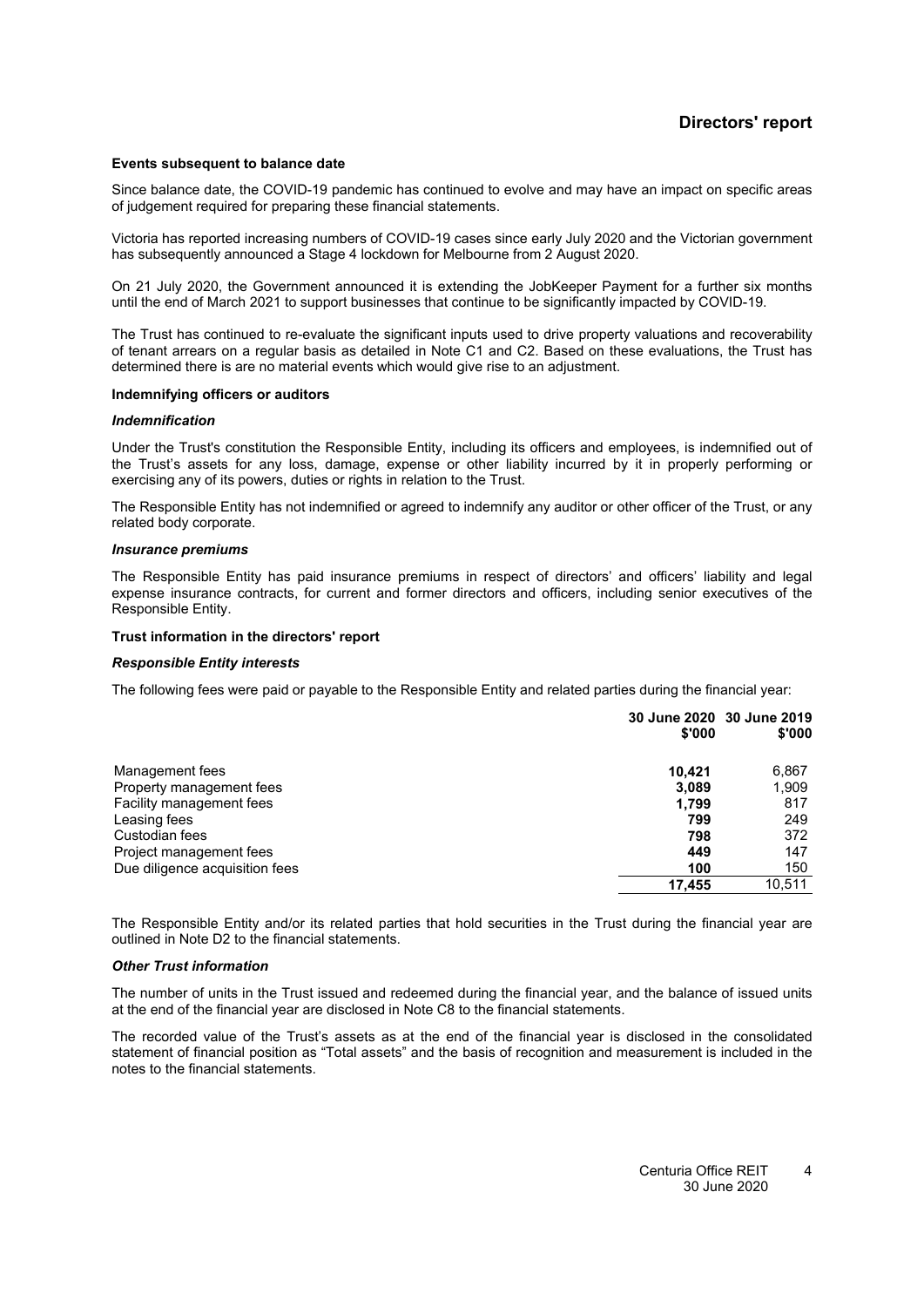# Directors' report

**Events subsequent to balance date**

Since balance date, the COVID-19 pandemic has continued to evolve and may have an impact on specific areas of judgement required for preparing these financial statements.

Victoria has reported increasing numbers of COVID-19 cases since early July 2020 and the Victorian government has subsequently announced a Stage 4 lockdown for Melbourne from 2 August 2020.

On 21 July 2020, the Government announced it is extending the JobKeeper Payment for a further six months until the end of March 2021 to support businesses that continue to be significantly impacted by COVID-19.

The Trust has continued to re-evaluate the significant inputs used to drive property valuations and recoverability of tenant arrears on a regular basis as detailed in Note C1 and C2. Based on these evaluations, the Trust has determined there is are no material events which would give rise to an adjustment.

**Indemnifying officers or auditors**

***Indemnification***

Under the Trust's constitution the Responsible Entity, including its officers and employees, is indemnified out of the Trust's assets for any loss, damage, expense or other liability incurred by it in properly performing or exercising any of its powers, duties or rights in relation to the Trust.

The Responsible Entity has not indemnified or agreed to indemnify any auditor or other officer of the Trust, or any related body corporate.

***Insurance premiums***

The Responsible Entity has paid insurance premiums in respect of directors' and officers' liability and legal expense insurance contracts, for current and former directors and officers, including senior executives of the Responsible Entity.

**Trust information in the directors' report**

***Responsible Entity interests***

The following fees were paid or payable to the Responsible Entity and related parties during the financial year:

| | 30 June 2020 $'000 | 30 June 2019 $'000 |
|---|---|---|
| Management fees | **10,421** | 6,867 |
| Property management fees | **3,089** | 1,909 |
| Facility management fees | **1,799** | 817 |
| Leasing fees | **799** | 249 |
| Custodian fees | **798** | 372 |
| Project management fees | **449** | 147 |
| Due diligence acquisition fees | **100** | 150 |
| | **17,455** | 10,511 |

The Responsible Entity and/or its related parties that hold securities in the Trust during the financial year are outlined in Note D2 to the financial statements.

***Other Trust information***

The number of units in the Trust issued and redeemed during the financial year, and the balance of issued units at the end of the financial year are disclosed in Note C8 to the financial statements.

The recorded value of the Trust's assets as at the end of the financial year is disclosed in the consolidated statement of financial position as "Total assets" and the basis of recognition and measurement is included in the notes to the financial statements.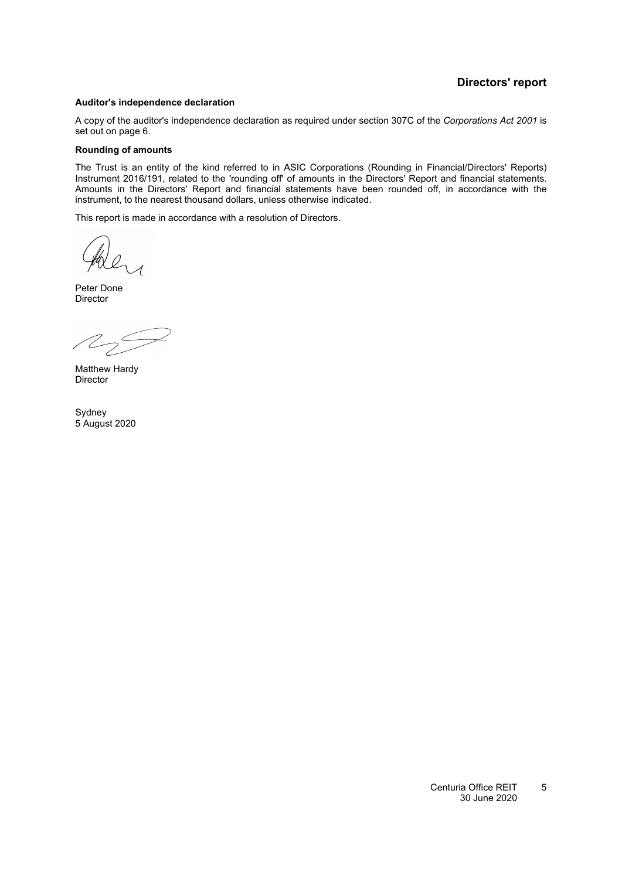# Directors' report

**Auditor's independence declaration**

A copy of the auditor's independence declaration as required under section 307C of the *Corporations Act 2001* is set out on page 6.

**Rounding of amounts**

The Trust is an entity of the kind referred to in ASIC Corporations (Rounding in Financial/Directors' Reports) Instrument 2016/191, related to the 'rounding off' of amounts in the Directors' Report and financial statements. Amounts in the Directors' Report and financial statements have been rounded off, in accordance with the instrument, to the nearest thousand dollars, unless otherwise indicated.

This report is made in accordance with a resolution of Directors.

Peter Done
Director

Matthew Hardy
Director

Sydney
5 August 2020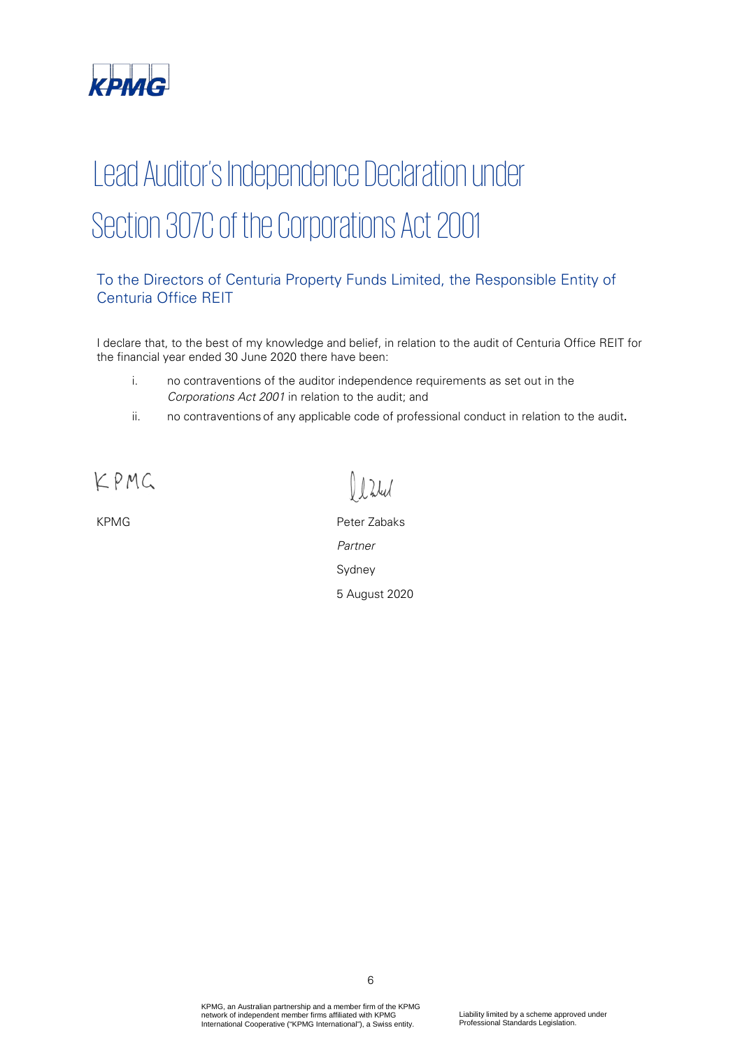# Lead Auditor's Independence Declaration under Section 307C of the Corporations Act 2001

## To the Directors of Centuria Property Funds Limited, the Responsible Entity of Centuria Office REIT

I declare that, to the best of my knowledge and belief, in relation to the audit of Centuria Office REIT for the financial year ended 30 June 2020 there have been:

i. no contraventions of the auditor independence requirements as set out in the *Corporations Act 2001* in relation to the audit; and

ii. no contraventions of any applicable code of professional conduct in relation to the audit.

KPMG

KPMG

Peter Zabaks

*Partner*

Sydney

5 August 2020

KPMG, an Australian partnership and a member firm of the KPMG network of independent member firms affiliated with KPMG International Cooperative ("KPMG International"), a Swiss entity.

Liability limited by a scheme approved under Professional Standards Legislation.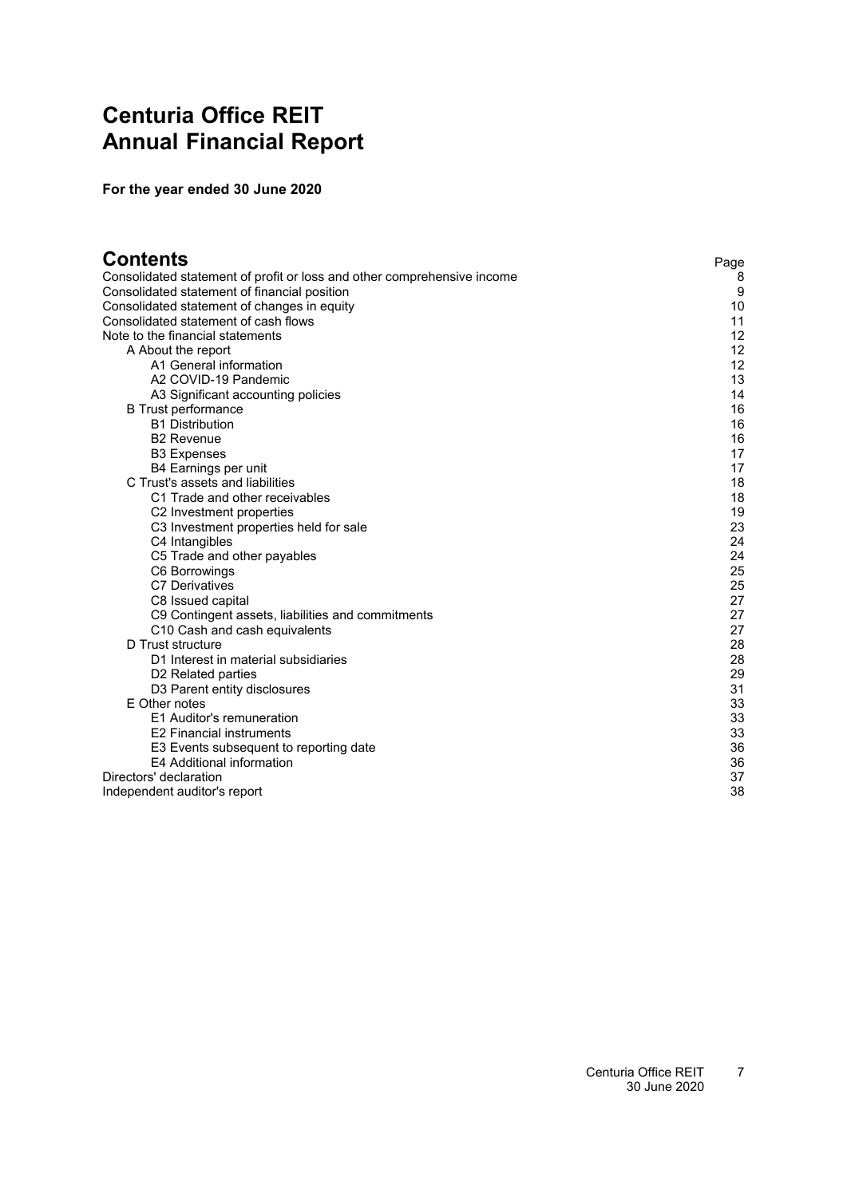# Centuria Office REIT
# Annual Financial Report

**For the year ended 30 June 2020**

## Contents

| | Page |
|---|---|
| Consolidated statement of profit or loss and other comprehensive income | 8 |
| Consolidated statement of financial position | 9 |
| Consolidated statement of changes in equity | 10 |
| Consolidated statement of cash flows | 11 |
| Note to the financial statements | 12 |
| A About the report | 12 |
| A1 General information | 12 |
| A2 COVID-19 Pandemic | 13 |
| A3 Significant accounting policies | 14 |
| B Trust performance | 16 |
| B1 Distribution | 16 |
| B2 Revenue | 16 |
| B3 Expenses | 17 |
| B4 Earnings per unit | 17 |
| C Trust's assets and liabilities | 18 |
| C1 Trade and other receivables | 18 |
| C2 Investment properties | 19 |
| C3 Investment properties held for sale | 23 |
| C4 Intangibles | 24 |
| C5 Trade and other payables | 24 |
| C6 Borrowings | 25 |
| C7 Derivatives | 25 |
| C8 Issued capital | 27 |
| C9 Contingent assets, liabilities and commitments | 27 |
| C10 Cash and cash equivalents | 27 |
| D Trust structure | 28 |
| D1 Interest in material subsidiaries | 28 |
| D2 Related parties | 29 |
| D3 Parent entity disclosures | 31 |
| E Other notes | 33 |
| E1 Auditor's remuneration | 33 |
| E2 Financial instruments | 33 |
| E3 Events subsequent to reporting date | 36 |
| E4 Additional information | 36 |
| Directors' declaration | 37 |
| Independent auditor's report | 38 |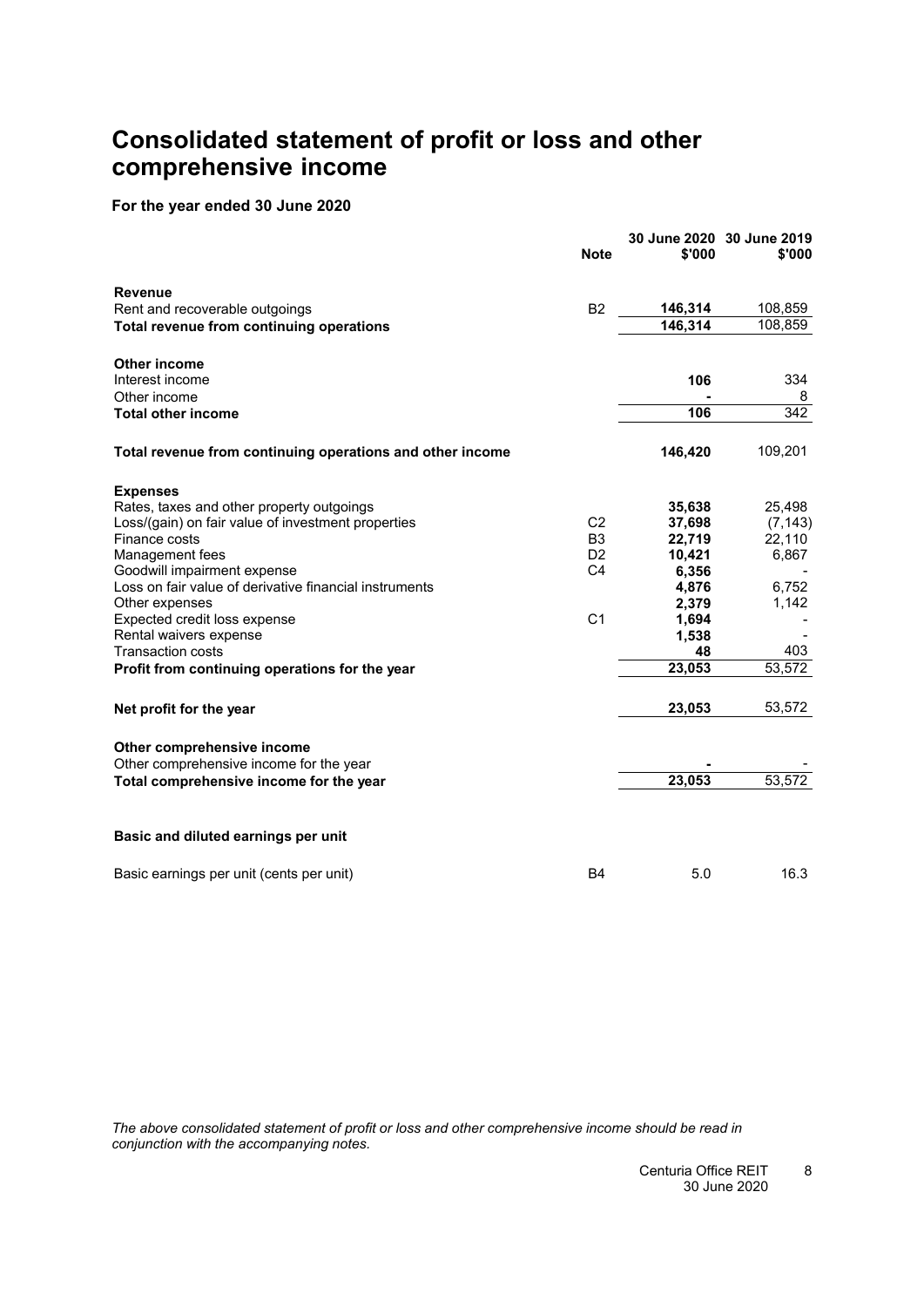# Consolidated statement of profit or loss and other comprehensive income

**For the year ended 30 June 2020**

| | Note | 30 June 2020 $'000 | 30 June 2019 $'000 |
|---|---|---|---|
| **Revenue** | | | |
| Rent and recoverable outgoings | B2 | **146,314** | 108,859 |
| **Total revenue from continuing operations** | | **146,314** | 108,859 |
| | | | |
| **Other income** | | | |
| Interest income | | **106** | 334 |
| Other income | | **-** | 8 |
| **Total other income** | | **106** | 342 |
| | | | |
| **Total revenue from continuing operations and other income** | | **146,420** | 109,201 |
| | | | |
| **Expenses** | | | |
| Rates, taxes and other property outgoings | | **35,638** | 25,498 |
| Loss/(gain) on fair value of investment properties | C2 | **37,698** | (7,143) |
| Finance costs | B3 | **22,719** | 22,110 |
| Management fees | D2 | **10,421** | 6,867 |
| Goodwill impairment expense | C4 | **6,356** | - |
| Loss on fair value of derivative financial instruments | | **4,876** | 6,752 |
| Other expenses | | **2,379** | 1,142 |
| Expected credit loss expense | C1 | **1,694** | - |
| Rental waivers expense | | **1,538** | - |
| Transaction costs | | **48** | 403 |
| **Profit from continuing operations for the year** | | **23,053** | 53,572 |
| | | | |
| **Net profit for the year** | | **23,053** | 53,572 |
| | | | |
| **Other comprehensive income** | | | |
| Other comprehensive income for the year | | **-** | - |
| **Total comprehensive income for the year** | | **23,053** | 53,572 |
| | | | |
| **Basic and diluted earnings per unit** | | | |
| | | | |
| Basic earnings per unit (cents per unit) | B4 | 5.0 | 16.3 |

*The above consolidated statement of profit or loss and other comprehensive income should be read in conjunction with the accompanying notes.*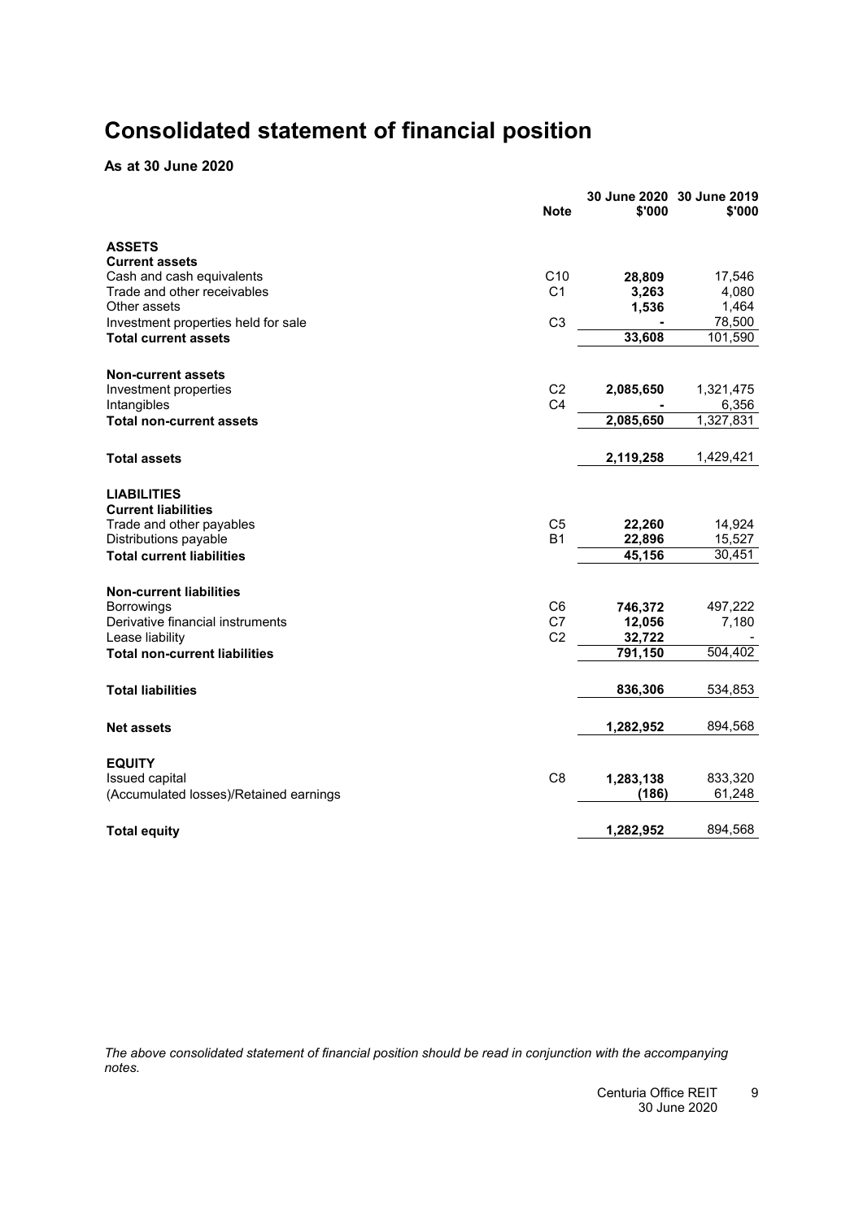# Consolidated statement of financial position

**As at 30 June 2020**

| | Note | 30 June 2020 $'000 | 30 June 2019 $'000 |
|---|---|---|---|
| **ASSETS** | | | |
| **Current assets** | | | |
| Cash and cash equivalents | C10 | **28,809** | 17,546 |
| Trade and other receivables | C1 | **3,263** | 4,080 |
| Other assets | | **1,536** | 1,464 |
| Investment properties held for sale | C3 | **-** | 78,500 |
| **Total current assets** | | **33,608** | 101,590 |
| | | | |
| **Non-current assets** | | | |
| Investment properties | C2 | **2,085,650** | 1,321,475 |
| Intangibles | C4 | **-** | 6,356 |
| **Total non-current assets** | | **2,085,650** | 1,327,831 |
| | | | |
| **Total assets** | | **2,119,258** | 1,429,421 |
| | | | |
| **LIABILITIES** | | | |
| **Current liabilities** | | | |
| Trade and other payables | C5 | **22,260** | 14,924 |
| Distributions payable | B1 | **22,896** | 15,527 |
| **Total current liabilities** | | **45,156** | 30,451 |
| | | | |
| **Non-current liabilities** | | | |
| Borrowings | C6 | **746,372** | 497,222 |
| Derivative financial instruments | C7 | **12,056** | 7,180 |
| Lease liability | C2 | **32,722** | - |
| **Total non-current liabilities** | | **791,150** | 504,402 |
| | | | |
| **Total liabilities** | | **836,306** | 534,853 |
| | | | |
| **Net assets** | | **1,282,952** | 894,568 |
| | | | |
| **EQUITY** | | | |
| Issued capital | C8 | **1,283,138** | 833,320 |
| (Accumulated losses)/Retained earnings | | **(186)** | 61,248 |
| | | | |
| **Total equity** | | **1,282,952** | 894,568 |

*The above consolidated statement of financial position should be read in conjunction with the accompanying notes.*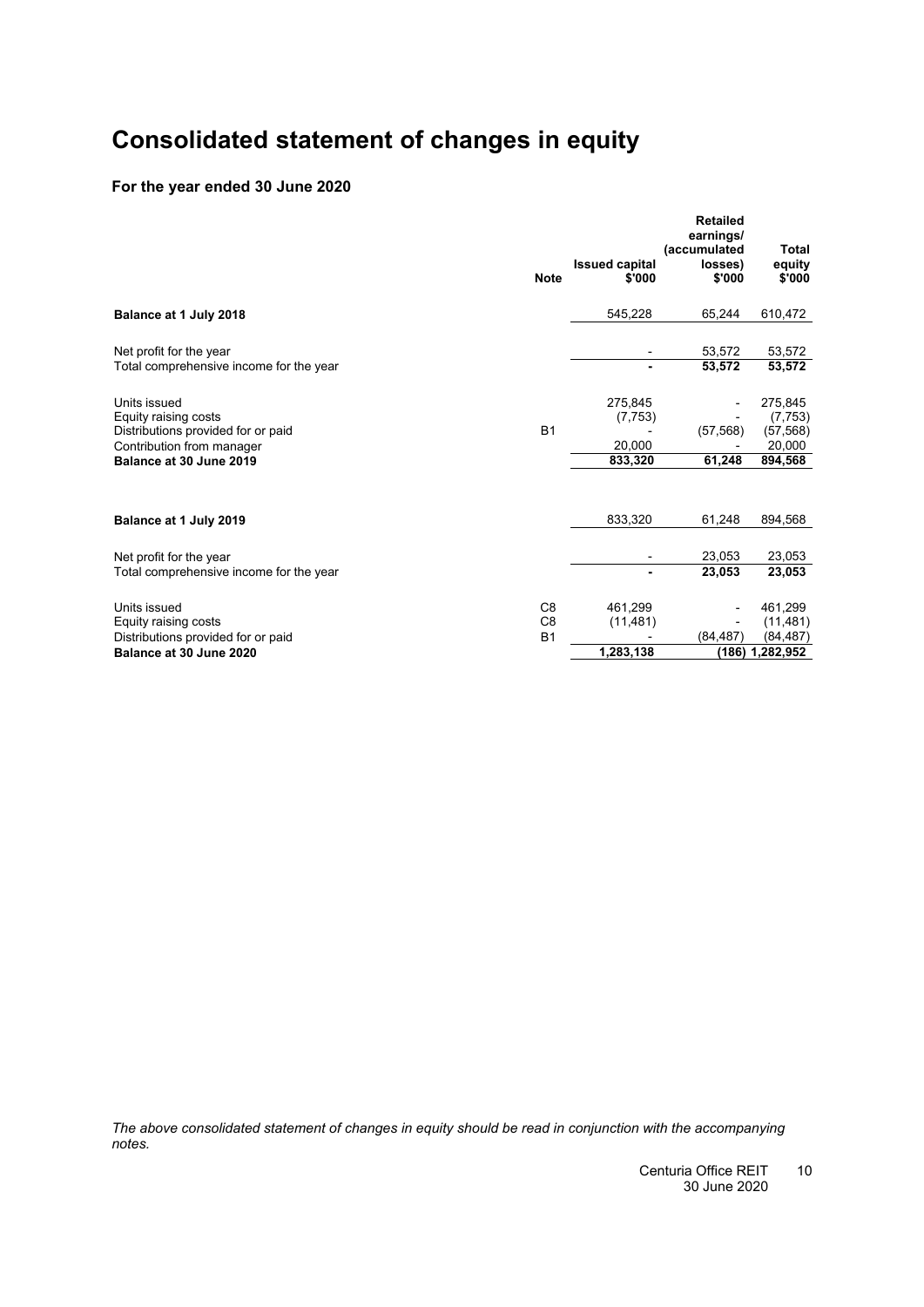# Consolidated statement of changes in equity

## For the year ended 30 June 2020

| | Note | Issued capital $'000 | Retailed earnings/ (accumulated losses) $'000 | Total equity $'000 |
|---|---|---|---|---|
| **Balance at 1 July 2018** | | 545,228 | 65,244 | 610,472 |
| | | | | |
| Net profit for the year | | - | 53,572 | 53,572 |
| Total comprehensive income for the year | | **-** | **53,572** | **53,572** |
| | | | | |
| Units issued | | 275,845 | - | 275,845 |
| Equity raising costs | | (7,753) | - | (7,753) |
| Distributions provided for or paid | B1 | - | (57,568) | (57,568) |
| Contribution from manager | | 20,000 | - | 20,000 |
| **Balance at 30 June 2019** | | **833,320** | **61,248** | **894,568** |
| | | | | |
| **Balance at 1 July 2019** | | 833,320 | 61,248 | 894,568 |
| | | | | |
| Net profit for the year | | - | 23,053 | 23,053 |
| Total comprehensive income for the year | | **-** | **23,053** | **23,053** |
| | | | | |
| Units issued | C8 | 461,299 | - | 461,299 |
| Equity raising costs | C8 | (11,481) | - | (11,481) |
| Distributions provided for or paid | B1 | - | (84,487) | (84,487) |
| **Balance at 30 June 2020** | | **1,283,138** | **(186)** | **1,282,952** |

*The above consolidated statement of changes in equity should be read in conjunction with the accompanying notes.*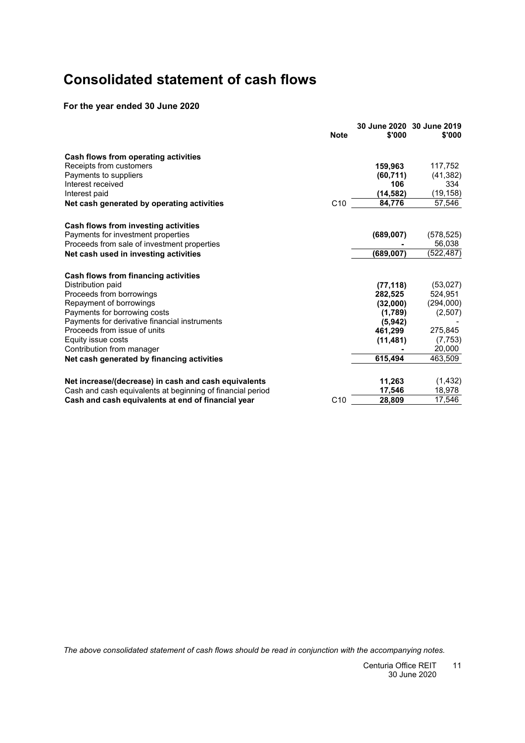# Consolidated statement of cash flows

**For the year ended 30 June 2020**

| | Note | 30 June 2020 $'000 | 30 June 2019 $'000 |
|---|---|---|---|
| **Cash flows from operating activities** | | | |
| Receipts from customers | | **159,963** | 117,752 |
| Payments to suppliers | | **(60,711)** | (41,382) |
| Interest received | | **106** | 334 |
| Interest paid | | **(14,582)** | (19,158) |
| **Net cash generated by operating activities** | C10 | **84,776** | 57,546 |
| | | | |
| **Cash flows from investing activities** | | | |
| Payments for investment properties | | **(689,007)** | (578,525) |
| Proceeds from sale of investment properties | | **-** | 56,038 |
| **Net cash used in investing activities** | | **(689,007)** | (522,487) |
| | | | |
| **Cash flows from financing activities** | | | |
| Distribution paid | | **(77,118)** | (53,027) |
| Proceeds from borrowings | | **282,525** | 524,951 |
| Repayment of borrowings | | **(32,000)** | (294,000) |
| Payments for borrowing costs | | **(1,789)** | (2,507) |
| Payments for derivative financial instruments | | **(5,942)** | - |
| Proceeds from issue of units | | **461,299** | 275,845 |
| Equity issue costs | | **(11,481)** | (7,753) |
| Contribution from manager | | **-** | 20,000 |
| **Net cash generated by financing activities** | | **615,494** | 463,509 |
| | | | |
| **Net increase/(decrease) in cash and cash equivalents** | | **11,263** | (1,432) |
| Cash and cash equivalents at beginning of financial period | | **17,546** | 18,978 |
| **Cash and cash equivalents at end of financial year** | C10 | **28,809** | 17,546 |

*The above consolidated statement of cash flows should be read in conjunction with the accompanying notes.*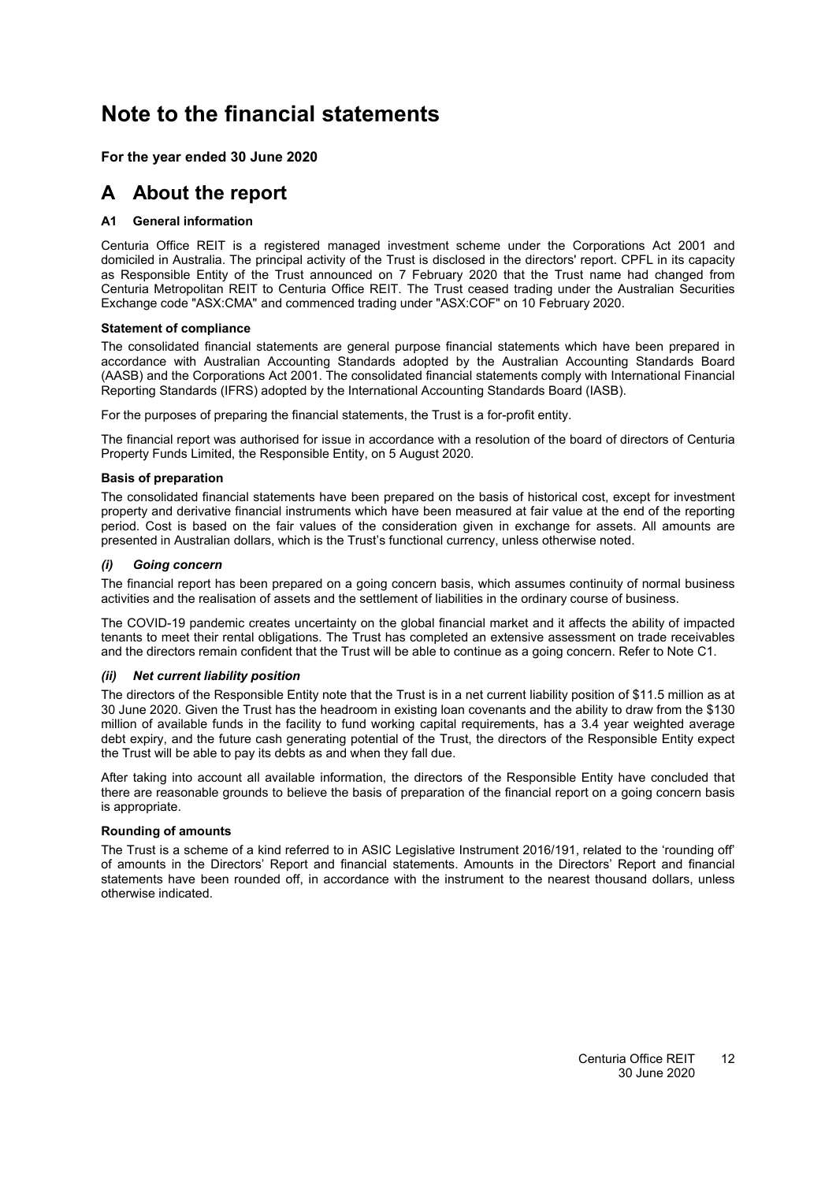# Note to the financial statements

**For the year ended 30 June 2020**

## A About the report

### A1 General information

Centuria Office REIT is a registered managed investment scheme under the Corporations Act 2001 and domiciled in Australia. The principal activity of the Trust is disclosed in the directors' report. CPFL in its capacity as Responsible Entity of the Trust announced on 7 February 2020 that the Trust name had changed from Centuria Metropolitan REIT to Centuria Office REIT. The Trust ceased trading under the Australian Securities Exchange code "ASX:CMA" and commenced trading under "ASX:COF" on 10 February 2020.

**Statement of compliance**

The consolidated financial statements are general purpose financial statements which have been prepared in accordance with Australian Accounting Standards adopted by the Australian Accounting Standards Board (AASB) and the Corporations Act 2001. The consolidated financial statements comply with International Financial Reporting Standards (IFRS) adopted by the International Accounting Standards Board (IASB).

For the purposes of preparing the financial statements, the Trust is a for-profit entity.

The financial report was authorised for issue in accordance with a resolution of the board of directors of Centuria Property Funds Limited, the Responsible Entity, on 5 August 2020.

**Basis of preparation**

The consolidated financial statements have been prepared on the basis of historical cost, except for investment property and derivative financial instruments which have been measured at fair value at the end of the reporting period. Cost is based on the fair values of the consideration given in exchange for assets. All amounts are presented in Australian dollars, which is the Trust's functional currency, unless otherwise noted.

***(i) Going concern***

The financial report has been prepared on a going concern basis, which assumes continuity of normal business activities and the realisation of assets and the settlement of liabilities in the ordinary course of business.

The COVID-19 pandemic creates uncertainty on the global financial market and it affects the ability of impacted tenants to meet their rental obligations. The Trust has completed an extensive assessment on trade receivables and the directors remain confident that the Trust will be able to continue as a going concern. Refer to Note C1.

***(ii) Net current liability position***

The directors of the Responsible Entity note that the Trust is in a net current liability position of $11.5 million as at 30 June 2020. Given the Trust has the headroom in existing loan covenants and the ability to draw from the $130 million of available funds in the facility to fund working capital requirements, has a 3.4 year weighted average debt expiry, and the future cash generating potential of the Trust, the directors of the Responsible Entity expect the Trust will be able to pay its debts as and when they fall due.

After taking into account all available information, the directors of the Responsible Entity have concluded that there are reasonable grounds to believe the basis of preparation of the financial report on a going concern basis is appropriate.

**Rounding of amounts**

The Trust is a scheme of a kind referred to in ASIC Legislative Instrument 2016/191, related to the 'rounding off' of amounts in the Directors' Report and financial statements. Amounts in the Directors' Report and financial statements have been rounded off, in accordance with the instrument to the nearest thousand dollars, unless otherwise indicated.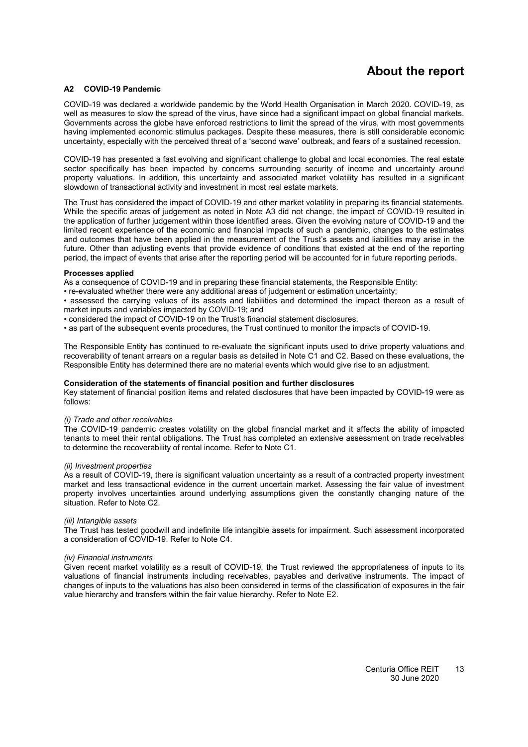## A2 COVID-19 Pandemic

COVID-19 was declared a worldwide pandemic by the World Health Organisation in March 2020. COVID-19, as well as measures to slow the spread of the virus, have since had a significant impact on global financial markets. Governments across the globe have enforced restrictions to limit the spread of the virus, with most governments having implemented economic stimulus packages. Despite these measures, there is still considerable economic uncertainty, especially with the perceived threat of a 'second wave' outbreak, and fears of a sustained recession.

COVID-19 has presented a fast evolving and significant challenge to global and local economies. The real estate sector specifically has been impacted by concerns surrounding security of income and uncertainty around property valuations. In addition, this uncertainty and associated market volatility has resulted in a significant slowdown of transactional activity and investment in most real estate markets.

The Trust has considered the impact of COVID-19 and other market volatility in preparing its financial statements. While the specific areas of judgement as noted in Note A3 did not change, the impact of COVID-19 resulted in the application of further judgement within those identified areas. Given the evolving nature of COVID-19 and the limited recent experience of the economic and financial impacts of such a pandemic, changes to the estimates and outcomes that have been applied in the measurement of the Trust's assets and liabilities may arise in the future. Other than adjusting events that provide evidence of conditions that existed at the end of the reporting period, the impact of events that arise after the reporting period will be accounted for in future reporting periods.

**Processes applied**

As a consequence of COVID-19 and in preparing these financial statements, the Responsible Entity:

- re-evaluated whether there were any additional areas of judgement or estimation uncertainty;
- assessed the carrying values of its assets and liabilities and determined the impact thereon as a result of market inputs and variables impacted by COVID-19; and
- considered the impact of COVID-19 on the Trust's financial statement disclosures.
- as part of the subsequent events procedures, the Trust continued to monitor the impacts of COVID-19.

The Responsible Entity has continued to re-evaluate the significant inputs used to drive property valuations and recoverability of tenant arrears on a regular basis as detailed in Note C1 and C2. Based on these evaluations, the Responsible Entity has determined there are no material events which would give rise to an adjustment.

**Consideration of the statements of financial position and further disclosures**

Key statement of financial position items and related disclosures that have been impacted by COVID-19 were as follows:

*(i) Trade and other receivables*

The COVID-19 pandemic creates volatility on the global financial market and it affects the ability of impacted tenants to meet their rental obligations. The Trust has completed an extensive assessment on trade receivables to determine the recoverability of rental income. Refer to Note C1.

*(ii) Investment properties*

As a result of COVID-19, there is significant valuation uncertainty as a result of a contracted property investment market and less transactional evidence in the current uncertain market. Assessing the fair value of investment property involves uncertainties around underlying assumptions given the constantly changing nature of the situation. Refer to Note C2.

*(iii) Intangible assets*

The Trust has tested goodwill and indefinite life intangible assets for impairment. Such assessment incorporated a consideration of COVID-19. Refer to Note C4.

*(iv) Financial instruments*

Given recent market volatility as a result of COVID-19, the Trust reviewed the appropriateness of inputs to its valuations of financial instruments including receivables, payables and derivative instruments. The impact of changes of inputs to the valuations has also been considered in terms of the classification of exposures in the fair value hierarchy and transfers within the fair value hierarchy. Refer to Note E2.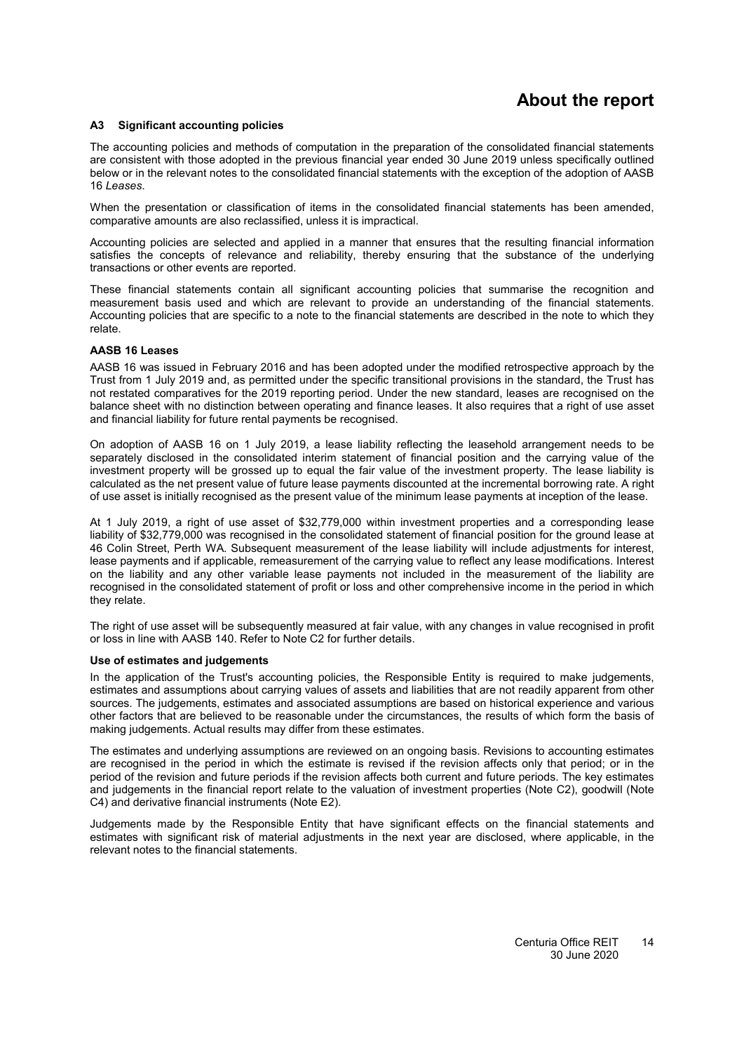# About the report

## A3 Significant accounting policies

The accounting policies and methods of computation in the preparation of the consolidated financial statements are consistent with those adopted in the previous financial year ended 30 June 2019 unless specifically outlined below or in the relevant notes to the consolidated financial statements with the exception of the adoption of AASB 16 *Leases*.

When the presentation or classification of items in the consolidated financial statements has been amended, comparative amounts are also reclassified, unless it is impractical.

Accounting policies are selected and applied in a manner that ensures that the resulting financial information satisfies the concepts of relevance and reliability, thereby ensuring that the substance of the underlying transactions or other events are reported.

These financial statements contain all significant accounting policies that summarise the recognition and measurement basis used and which are relevant to provide an understanding of the financial statements. Accounting policies that are specific to a note to the financial statements are described in the note to which they relate.

### AASB 16 Leases

AASB 16 was issued in February 2016 and has been adopted under the modified retrospective approach by the Trust from 1 July 2019 and, as permitted under the specific transitional provisions in the standard, the Trust has not restated comparatives for the 2019 reporting period. Under the new standard, leases are recognised on the balance sheet with no distinction between operating and finance leases. It also requires that a right of use asset and financial liability for future rental payments be recognised.

On adoption of AASB 16 on 1 July 2019, a lease liability reflecting the leasehold arrangement needs to be separately disclosed in the consolidated interim statement of financial position and the carrying value of the investment property will be grossed up to equal the fair value of the investment property. The lease liability is calculated as the net present value of future lease payments discounted at the incremental borrowing rate. A right of use asset is initially recognised as the present value of the minimum lease payments at inception of the lease.

At 1 July 2019, a right of use asset of $32,779,000 within investment properties and a corresponding lease liability of $32,779,000 was recognised in the consolidated statement of financial position for the ground lease at 46 Colin Street, Perth WA. Subsequent measurement of the lease liability will include adjustments for interest, lease payments and if applicable, remeasurement of the carrying value to reflect any lease modifications. Interest on the liability and any other variable lease payments not included in the measurement of the liability are recognised in the consolidated statement of profit or loss and other comprehensive income in the period in which they relate.

The right of use asset will be subsequently measured at fair value, with any changes in value recognised in profit or loss in line with AASB 140. Refer to Note C2 for further details.

### Use of estimates and judgements

In the application of the Trust's accounting policies, the Responsible Entity is required to make judgements, estimates and assumptions about carrying values of assets and liabilities that are not readily apparent from other sources. The judgements, estimates and associated assumptions are based on historical experience and various other factors that are believed to be reasonable under the circumstances, the results of which form the basis of making judgements. Actual results may differ from these estimates.

The estimates and underlying assumptions are reviewed on an ongoing basis. Revisions to accounting estimates are recognised in the period in which the estimate is revised if the revision affects only that period; or in the period of the revision and future periods if the revision affects both current and future periods. The key estimates and judgements in the financial report relate to the valuation of investment properties (Note C2), goodwill (Note C4) and derivative financial instruments (Note E2).

Judgements made by the Responsible Entity that have significant effects on the financial statements and estimates with significant risk of material adjustments in the next year are disclosed, where applicable, in the relevant notes to the financial statements.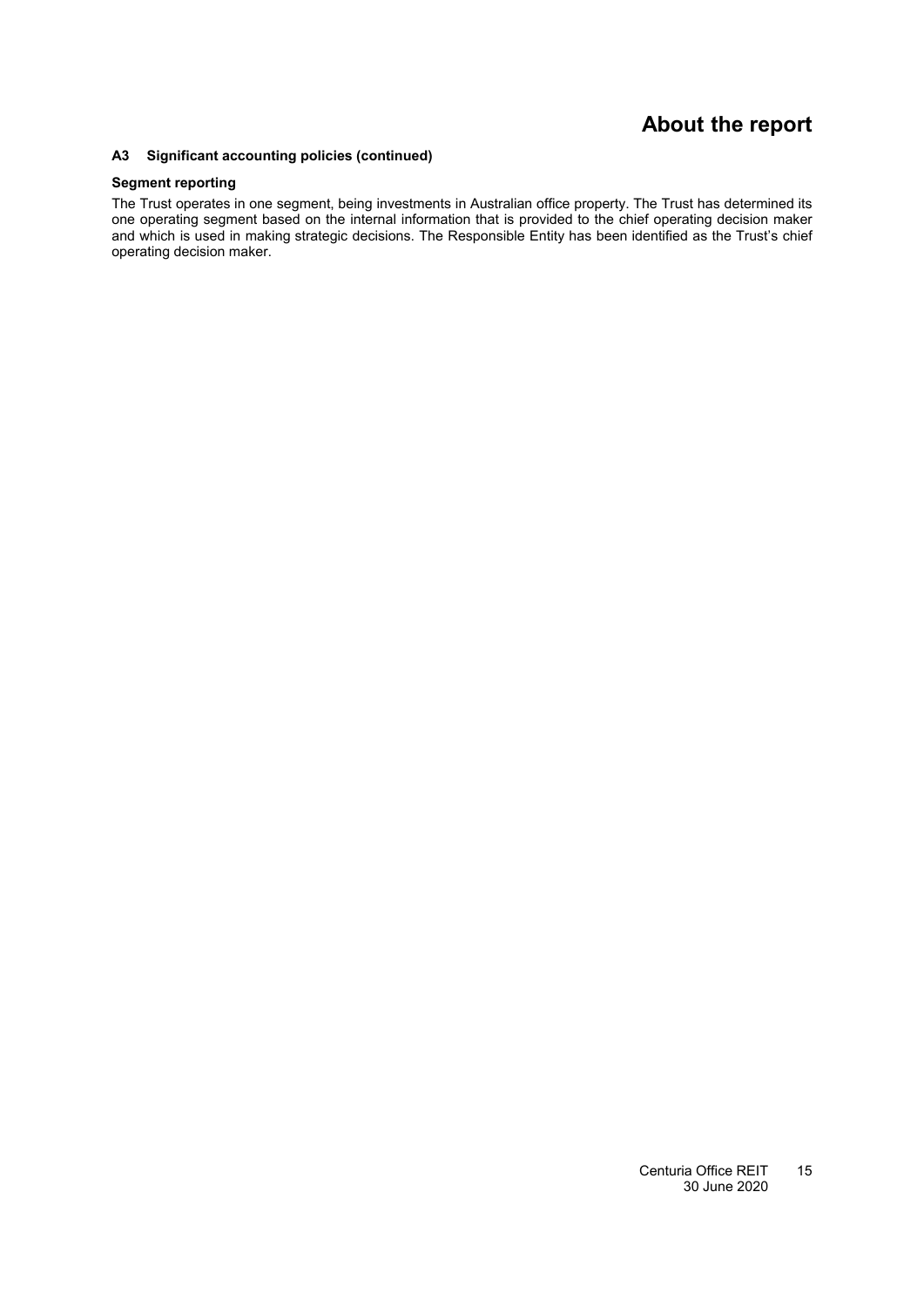### A3 Significant accounting policies (continued)

**Segment reporting**

The Trust operates in one segment, being investments in Australian office property. The Trust has determined its one operating segment based on the internal information that is provided to the chief operating decision maker and which is used in making strategic decisions. The Responsible Entity has been identified as the Trust's chief operating decision maker.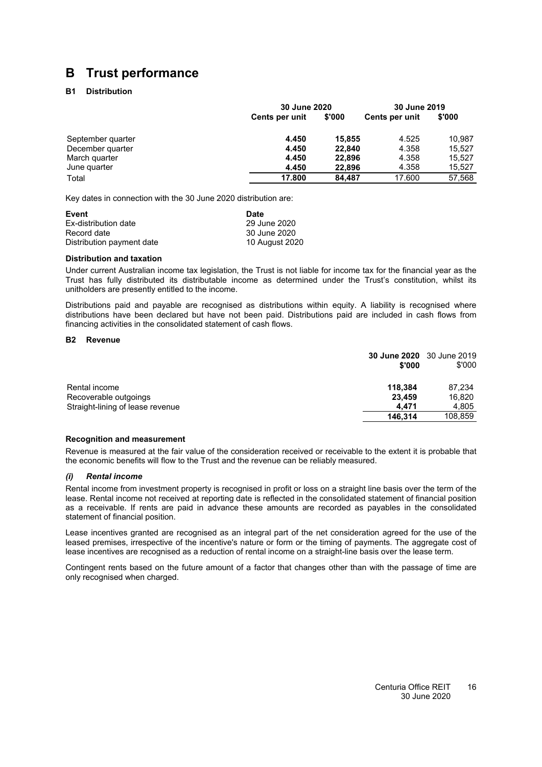# B Trust performance

### B1 Distribution

| | 30 June 2020 | | 30 June 2019 | |
|---|---|---|---|---|
| | Cents per unit | $'000 | Cents per unit | $'000 |
| September quarter | **4.450** | **15,855** | 4.525 | 10,987 |
| December quarter | **4.450** | **22,840** | 4.358 | 15,527 |
| March quarter | **4.450** | **22,896** | 4.358 | 15,527 |
| June quarter | **4.450** | **22,896** | 4.358 | 15,527 |
| Total | **17.800** | **84,487** | 17.600 | 57,568 |

Key dates in connection with the 30 June 2020 distribution are:

| Event | Date |
|---|---|
| Ex-distribution date | 29 June 2020 |
| Record date | 30 June 2020 |
| Distribution payment date | 10 August 2020 |

**Distribution and taxation**

Under current Australian income tax legislation, the Trust is not liable for income tax for the financial year as the Trust has fully distributed its distributable income as determined under the Trust's constitution, whilst its unitholders are presently entitled to the income.

Distributions paid and payable are recognised as distributions within equity. A liability is recognised where distributions have been declared but have not been paid. Distributions paid are included in cash flows from financing activities in the consolidated statement of cash flows.

### B2 Revenue

| | 30 June 2020 $'000 | 30 June 2019 $'000 |
|---|---|---|
| Rental income | **118,384** | 87,234 |
| Recoverable outgoings | **23,459** | 16,820 |
| Straight-lining of lease revenue | **4,471** | 4,805 |
| | **146,314** | 108,859 |

**Recognition and measurement**

Revenue is measured at the fair value of the consideration received or receivable to the extent it is probable that the economic benefits will flow to the Trust and the revenue can be reliably measured.

***(i) Rental income***

Rental income from investment property is recognised in profit or loss on a straight line basis over the term of the lease. Rental income not received at reporting date is reflected in the consolidated statement of financial position as a receivable. If rents are paid in advance these amounts are recorded as payables in the consolidated statement of financial position.

Lease incentives granted are recognised as an integral part of the net consideration agreed for the use of the leased premises, irrespective of the incentive's nature or form or the timing of payments. The aggregate cost of lease incentives are recognised as a reduction of rental income on a straight-line basis over the lease term.

Contingent rents based on the future amount of a factor that changes other than with the passage of time are only recognised when charged.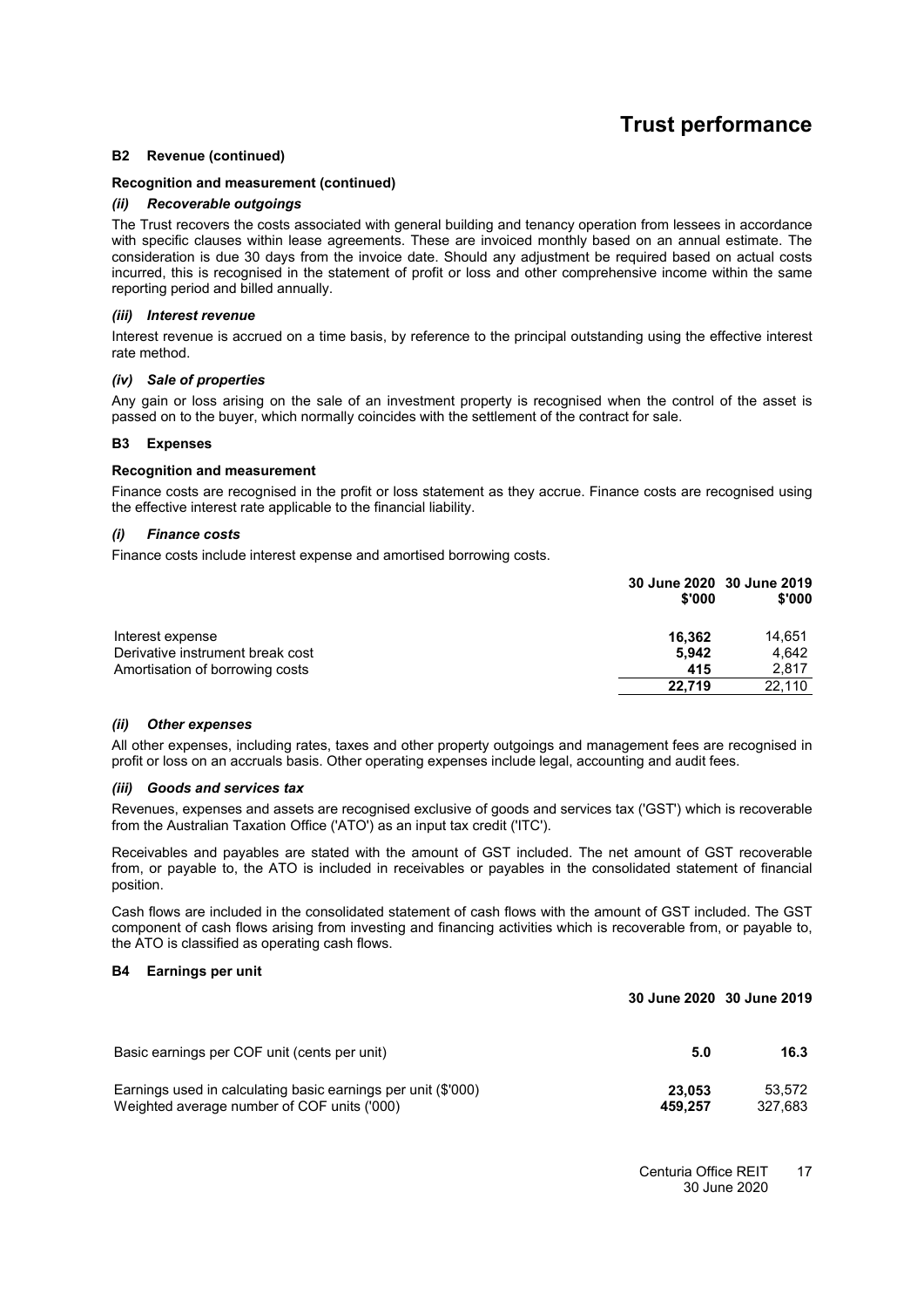# Trust performance

### B2 Revenue (continued)

**Recognition and measurement (continued)**

***(ii) Recoverable outgoings***

The Trust recovers the costs associated with general building and tenancy operation from lessees in accordance with specific clauses within lease agreements. These are invoiced monthly based on an annual estimate. The consideration is due 30 days from the invoice date. Should any adjustment be required based on actual costs incurred, this is recognised in the statement of profit or loss and other comprehensive income within the same reporting period and billed annually.

***(iii) Interest revenue***

Interest revenue is accrued on a time basis, by reference to the principal outstanding using the effective interest rate method.

***(iv) Sale of properties***

Any gain or loss arising on the sale of an investment property is recognised when the control of the asset is passed on to the buyer, which normally coincides with the settlement of the contract for sale.

### B3 Expenses

**Recognition and measurement**

Finance costs are recognised in the profit or loss statement as they accrue. Finance costs are recognised using the effective interest rate applicable to the financial liability.

***(i) Finance costs***

Finance costs include interest expense and amortised borrowing costs.

| | 30 June 2020 $'000 | 30 June 2019 $'000 |
|---|---|---|
| Interest expense | **16,362** | 14,651 |
| Derivative instrument break cost | **5,942** | 4,642 |
| Amortisation of borrowing costs | **415** | 2,817 |
| | **22,719** | 22,110 |

***(ii) Other expenses***

All other expenses, including rates, taxes and other property outgoings and management fees are recognised in profit or loss on an accruals basis. Other operating expenses include legal, accounting and audit fees.

***(iii) Goods and services tax***

Revenues, expenses and assets are recognised exclusive of goods and services tax ('GST') which is recoverable from the Australian Taxation Office ('ATO') as an input tax credit ('ITC').

Receivables and payables are stated with the amount of GST included. The net amount of GST recoverable from, or payable to, the ATO is included in receivables or payables in the consolidated statement of financial position.

Cash flows are included in the consolidated statement of cash flows with the amount of GST included. The GST component of cash flows arising from investing and financing activities which is recoverable from, or payable to, the ATO is classified as operating cash flows.

### B4 Earnings per unit

| | 30 June 2020 | 30 June 2019 |
|---|---|---|
| Basic earnings per COF unit (cents per unit) | **5.0** | **16.3** |
| Earnings used in calculating basic earnings per unit ($'000) | **23,053** | 53,572 |
| Weighted average number of COF units ('000) | **459,257** | 327,683 |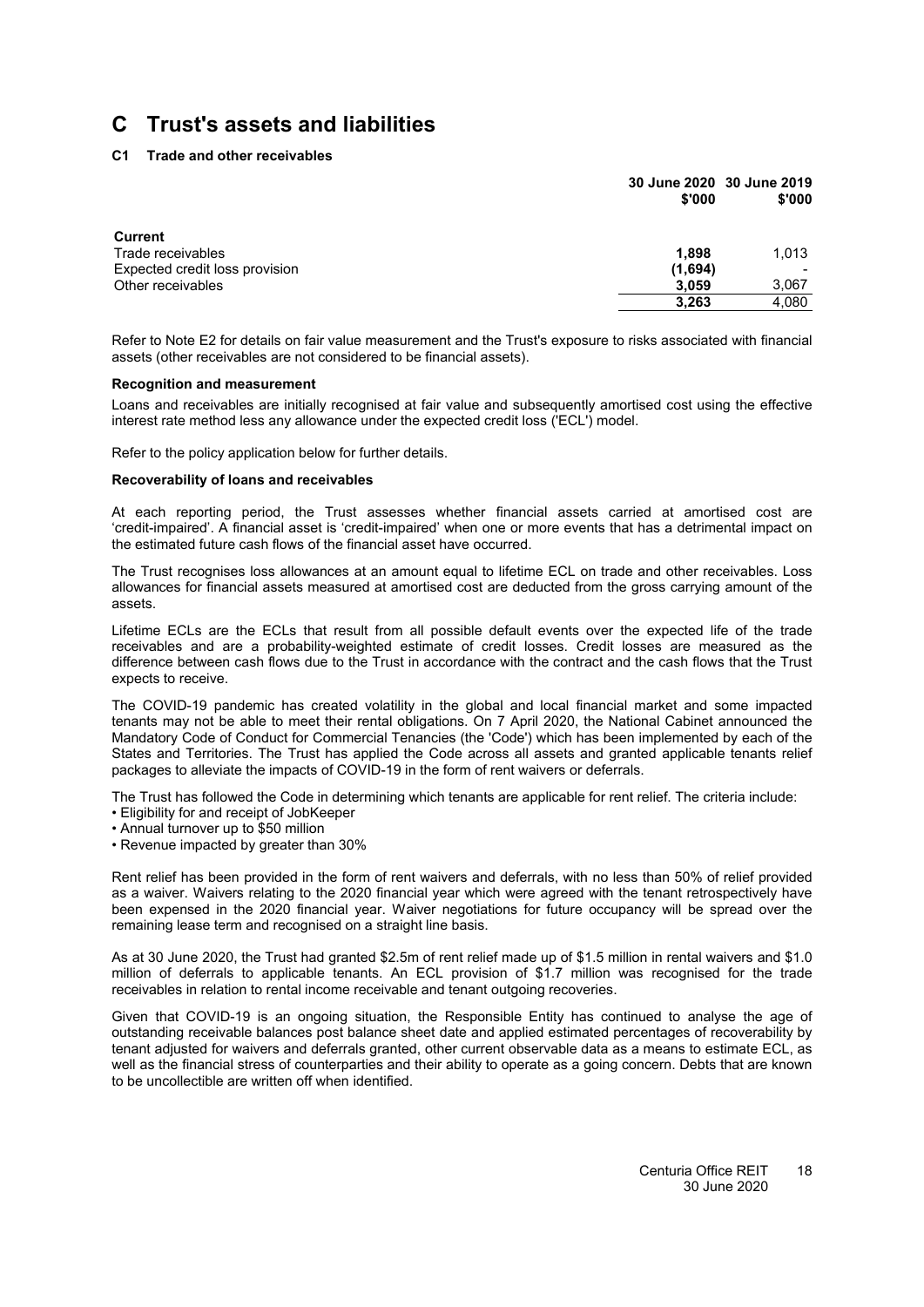# C Trust's assets and liabilities

### C1 Trade and other receivables

| | 30 June 2020 $'000 | 30 June 2019 $'000 |
|---|---|---|
| **Current** | | |
| Trade receivables | **1,898** | 1,013 |
| Expected credit loss provision | **(1,694)** | - |
| Other receivables | **3,059** | 3,067 |
| | **3,263** | 4,080 |

Refer to Note E2 for details on fair value measurement and the Trust's exposure to risks associated with financial assets (other receivables are not considered to be financial assets).

**Recognition and measurement**

Loans and receivables are initially recognised at fair value and subsequently amortised cost using the effective interest rate method less any allowance under the expected credit loss ('ECL') model.

Refer to the policy application below for further details.

**Recoverability of loans and receivables**

At each reporting period, the Trust assesses whether financial assets carried at amortised cost are 'credit-impaired'. A financial asset is 'credit-impaired' when one or more events that has a detrimental impact on the estimated future cash flows of the financial asset have occurred.

The Trust recognises loss allowances at an amount equal to lifetime ECL on trade and other receivables. Loss allowances for financial assets measured at amortised cost are deducted from the gross carrying amount of the assets.

Lifetime ECLs are the ECLs that result from all possible default events over the expected life of the trade receivables and are a probability-weighted estimate of credit losses. Credit losses are measured as the difference between cash flows due to the Trust in accordance with the contract and the cash flows that the Trust expects to receive.

The COVID-19 pandemic has created volatility in the global and local financial market and some impacted tenants may not be able to meet their rental obligations. On 7 April 2020, the National Cabinet announced the Mandatory Code of Conduct for Commercial Tenancies (the 'Code') which has been implemented by each of the States and Territories. The Trust has applied the Code across all assets and granted applicable tenants relief packages to alleviate the impacts of COVID-19 in the form of rent waivers or deferrals.

The Trust has followed the Code in determining which tenants are applicable for rent relief. The criteria include:

- Eligibility for and receipt of JobKeeper
- Annual turnover up to $50 million
- Revenue impacted by greater than 30%

Rent relief has been provided in the form of rent waivers and deferrals, with no less than 50% of relief provided as a waiver. Waivers relating to the 2020 financial year which were agreed with the tenant retrospectively have been expensed in the 2020 financial year. Waiver negotiations for future occupancy will be spread over the remaining lease term and recognised on a straight line basis.

As at 30 June 2020, the Trust had granted $2.5m of rent relief made up of $1.5 million in rental waivers and $1.0 million of deferrals to applicable tenants. An ECL provision of $1.7 million was recognised for the trade receivables in relation to rental income receivable and tenant outgoing recoveries.

Given that COVID-19 is an ongoing situation, the Responsible Entity has continued to analyse the age of outstanding receivable balances post balance sheet date and applied estimated percentages of recoverability by tenant adjusted for waivers and deferrals granted, other current observable data as a means to estimate ECL, as well as the financial stress of counterparties and their ability to operate as a going concern. Debts that are known to be uncollectible are written off when identified.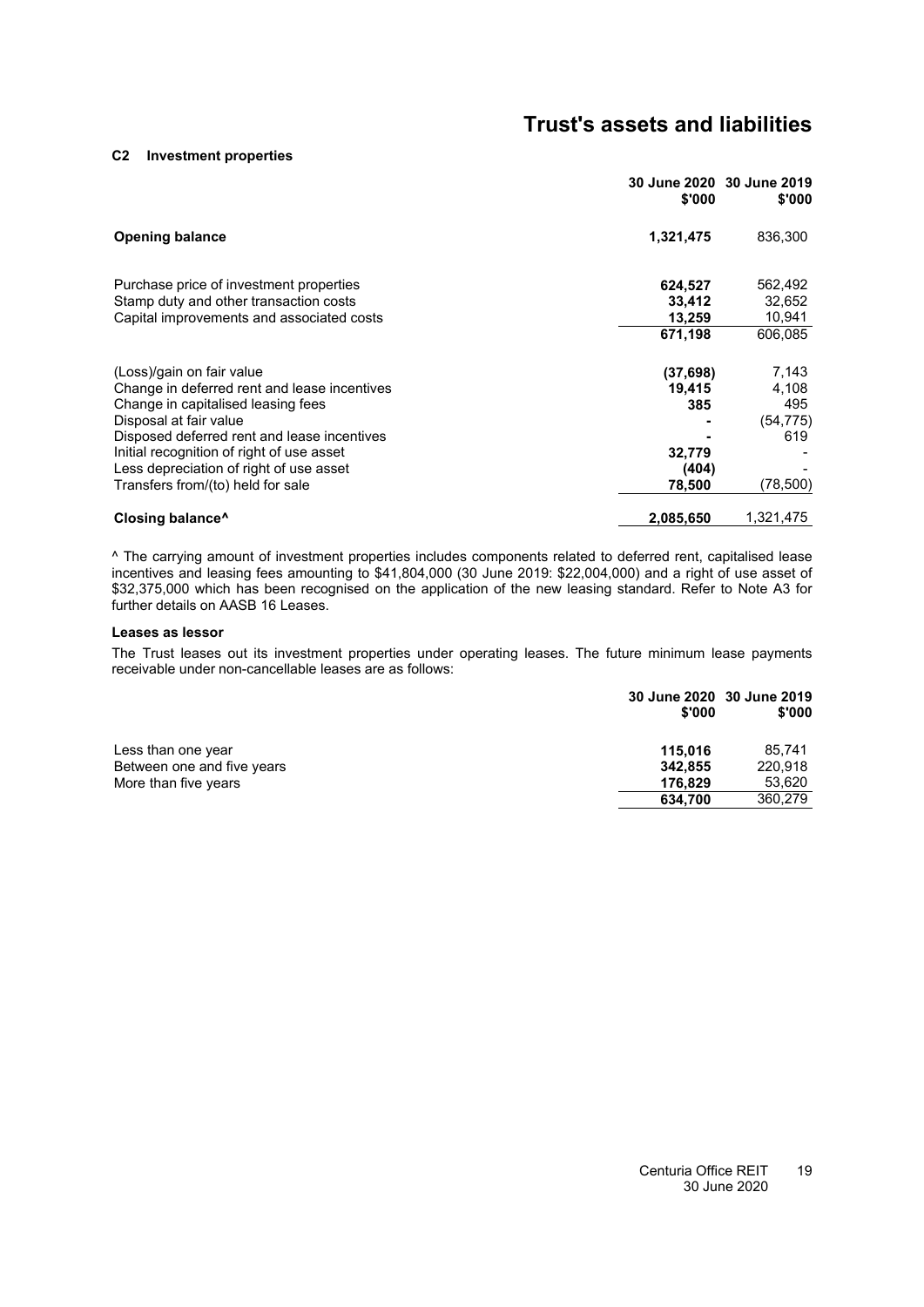# Trust's assets and liabilities

## C2 Investment properties

| | 30 June 2020 $'000 | 30 June 2019 $'000 |
|---|---|---|
| **Opening balance** | **1,321,475** | 836,300 |
| | | |
| Purchase price of investment properties | **624,527** | 562,492 |
| Stamp duty and other transaction costs | **33,412** | 32,652 |
| Capital improvements and associated costs | **13,259** | 10,941 |
| | **671,198** | 606,085 |
| | | |
| (Loss)/gain on fair value | **(37,698)** | 7,143 |
| Change in deferred rent and lease incentives | **19,415** | 4,108 |
| Change in capitalised leasing fees | **385** | 495 |
| Disposal at fair value | **-** | (54,775) |
| Disposed deferred rent and lease incentives | **-** | 619 |
| Initial recognition of right of use asset | **32,779** | - |
| Less depreciation of right of use asset | **(404)** | - |
| Transfers from/(to) held for sale | **78,500** | (78,500) |
| | | |
| **Closing balance^** | **2,085,650** | 1,321,475 |

^ The carrying amount of investment properties includes components related to deferred rent, capitalised lease incentives and leasing fees amounting to $41,804,000 (30 June 2019: $22,004,000) and a right of use asset of $32,375,000 which has been recognised on the application of the new leasing standard. Refer to Note A3 for further details on AASB 16 Leases.

### Leases as lessor

The Trust leases out its investment properties under operating leases. The future minimum lease payments receivable under non-cancellable leases are as follows:

| | 30 June 2020 $'000 | 30 June 2019 $'000 |
|---|---|---|
| Less than one year | **115,016** | 85,741 |
| Between one and five years | **342,855** | 220,918 |
| More than five years | **176,829** | 53,620 |
| | **634,700** | 360,279 |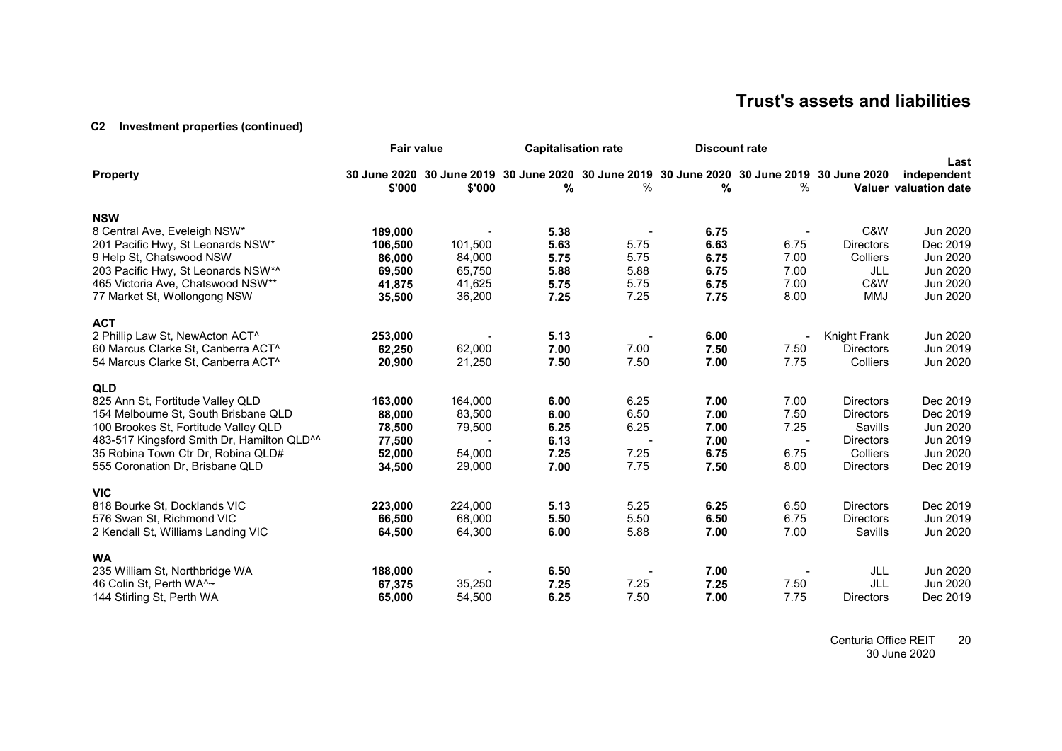# Trust's assets and liabilities

### C2 Investment properties (continued)

| Property | Fair value | | Capitalisation rate | | Discount rate | | | |
|---|---|---|---|---|---|---|---|---|
| | 30 June 2020 $'000 | 30 June 2019 $'000 | 30 June 2020 % | 30 June 2019 % | 30 June 2020 % | 30 June 2019 % | 30 June 2020 Valuer | Last independent valuation date |
| **NSW** | | | | | | | | |
| 8 Central Ave, Eveleigh NSW* | **189,000** | - | **5.38** | - | **6.75** | - | C&W | Jun 2020 |
| 201 Pacific Hwy, St Leonards NSW* | **106,500** | 101,500 | **5.63** | 5.75 | **6.63** | 6.75 | Directors | Dec 2019 |
| 9 Help St, Chatswood NSW | **86,000** | 84,000 | **5.75** | 5.75 | **6.75** | 7.00 | Colliers | Jun 2020 |
| 203 Pacific Hwy, St Leonards NSW*^ | **69,500** | 65,750 | **5.88** | 5.88 | **6.75** | 7.00 | JLL | Jun 2020 |
| 465 Victoria Ave, Chatswood NSW** | **41,875** | 41,625 | **5.75** | 5.75 | **6.75** | 7.00 | C&W | Jun 2020 |
| 77 Market St, Wollongong NSW | **35,500** | 36,200 | **7.25** | 7.25 | **7.75** | 8.00 | MMJ | Jun 2020 |
| **ACT** | | | | | | | | |
| 2 Phillip Law St, NewActon ACT^ | **253,000** | - | **5.13** | - | **6.00** | - | Knight Frank | Jun 2020 |
| 60 Marcus Clarke St, Canberra ACT^ | **62,250** | 62,000 | **7.00** | 7.00 | **7.50** | 7.50 | Directors | Jun 2019 |
| 54 Marcus Clarke St, Canberra ACT^ | **20,900** | 21,250 | **7.50** | 7.50 | **7.00** | 7.75 | Colliers | Jun 2020 |
| **QLD** | | | | | | | | |
| 825 Ann St, Fortitude Valley QLD | **163,000** | 164,000 | **6.00** | 6.25 | **7.00** | 7.00 | Directors | Dec 2019 |
| 154 Melbourne St, South Brisbane QLD | **88,000** | 83,500 | **6.00** | 6.50 | **7.00** | 7.50 | Directors | Dec 2019 |
| 100 Brookes St, Fortitude Valley QLD | **78,500** | 79,500 | **6.25** | 6.25 | **7.00** | 7.25 | Savills | Jun 2020 |
| 483-517 Kingsford Smith Dr, Hamilton QLD^^ | **77,500** | - | **6.13** | - | **7.00** | - | Directors | Jun 2019 |
| 35 Robina Town Ctr Dr, Robina QLD# | **52,000** | 54,000 | **7.25** | 7.25 | **6.75** | 6.75 | Colliers | Jun 2020 |
| 555 Coronation Dr, Brisbane QLD | **34,500** | 29,000 | **7.00** | 7.75 | **7.50** | 8.00 | Directors | Dec 2019 |
| **VIC** | | | | | | | | |
| 818 Bourke St, Docklands VIC | **223,000** | 224,000 | **5.13** | 5.25 | **6.25** | 6.50 | Directors | Dec 2019 |
| 576 Swan St, Richmond VIC | **66,500** | 68,000 | **5.50** | 5.50 | **6.50** | 6.75 | Directors | Jun 2019 |
| 2 Kendall St, Williams Landing VIC | **64,500** | 64,300 | **6.00** | 5.88 | **7.00** | 7.00 | Savills | Jun 2020 |
| **WA** | | | | | | | | |
| 235 William St, Northbridge WA | **188,000** | - | **6.50** | - | **7.00** | - | JLL | Jun 2020 |
| 46 Colin St, Perth WA^~ | **67,375** | 35,250 | **7.25** | 7.25 | **7.25** | 7.50 | JLL | Jun 2020 |
| 144 Stirling St, Perth WA | **65,000** | 54,500 | **6.25** | 7.50 | **7.00** | 7.75 | Directors | Dec 2019 |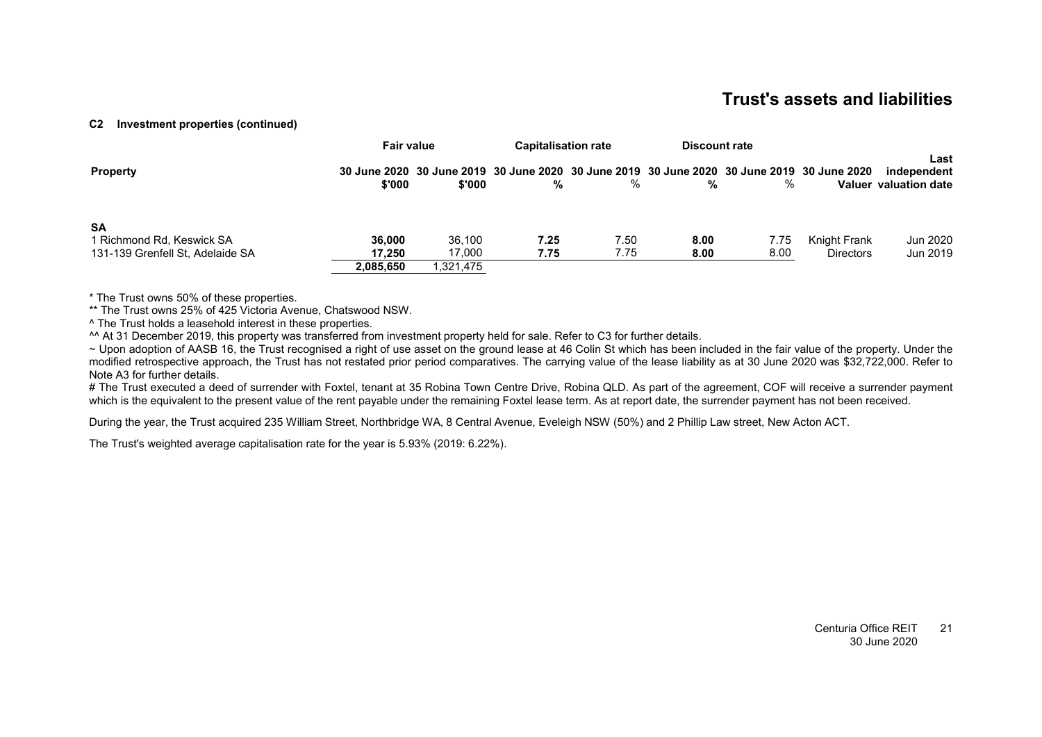# Trust's assets and liabilities

**C2 Investment properties (continued)**

| Property | Fair value | | Capitalisation rate | | Discount rate | | | |
|---|---|---|---|---|---|---|---|---|
| | **30 June 2020 $'000** | 30 June 2019 $'000 | **30 June 2020 %** | 30 June 2019 % | **30 June 2020 %** | 30 June 2019 % | 30 June 2020 Valuer | Last independent valuation date |
| **SA** | | | | | | | | |
| 1 Richmond Rd, Keswick SA | **36,000** | 36,100 | **7.25** | 7.50 | **8.00** | 7.75 | Knight Frank | Jun 2020 |
| 131-139 Grenfell St, Adelaide SA | **17,250** | 17,000 | **7.75** | 7.75 | **8.00** | 8.00 | Directors | Jun 2019 |
| | **2,085,650** | 1,321,475 | | | | | | |

* The Trust owns 50% of these properties.

** The Trust owns 25% of 425 Victoria Avenue, Chatswood NSW.

^ The Trust holds a leasehold interest in these properties.

^^ At 31 December 2019, this property was transferred from investment property held for sale. Refer to C3 for further details.

~ Upon adoption of AASB 16, the Trust recognised a right of use asset on the ground lease at 46 Colin St which has been included in the fair value of the property. Under the modified retrospective approach, the Trust has not restated prior period comparatives. The carrying value of the lease liability as at 30 June 2020 was $32,722,000. Refer to Note A3 for further details.

# The Trust executed a deed of surrender with Foxtel, tenant at 35 Robina Town Centre Drive, Robina QLD. As part of the agreement, COF will receive a surrender payment which is the equivalent to the present value of the rent payable under the remaining Foxtel lease term. As at report date, the surrender payment has not been received.

During the year, the Trust acquired 235 William Street, Northbridge WA, 8 Central Avenue, Eveleigh NSW (50%) and 2 Phillip Law street, New Acton ACT.

The Trust's weighted average capitalisation rate for the year is 5.93% (2019: 6.22%).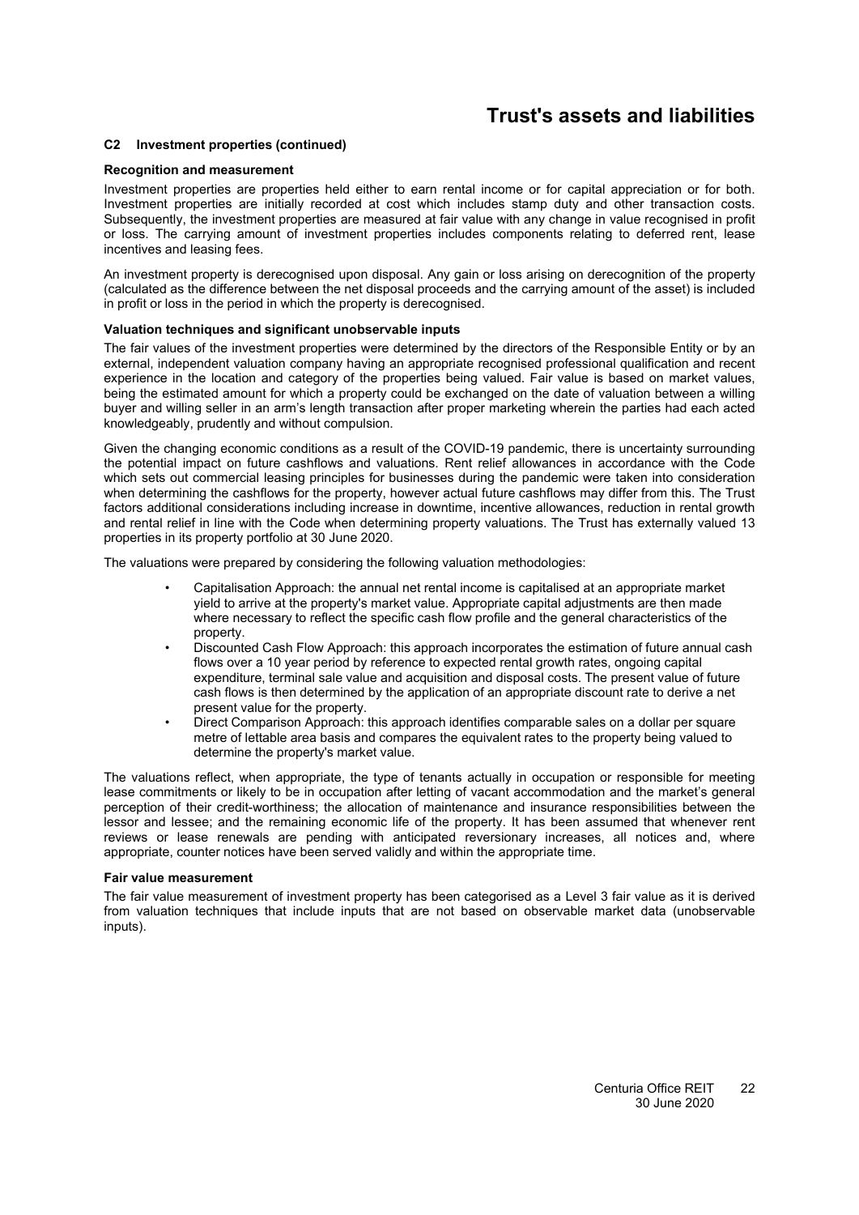## C2 Investment properties (continued)

### Recognition and measurement

Investment properties are properties held either to earn rental income or for capital appreciation or for both. Investment properties are initially recorded at cost which includes stamp duty and other transaction costs. Subsequently, the investment properties are measured at fair value with any change in value recognised in profit or loss. The carrying amount of investment properties includes components relating to deferred rent, lease incentives and leasing fees.

An investment property is derecognised upon disposal. Any gain or loss arising on derecognition of the property (calculated as the difference between the net disposal proceeds and the carrying amount of the asset) is included in profit or loss in the period in which the property is derecognised.

### Valuation techniques and significant unobservable inputs

The fair values of the investment properties were determined by the directors of the Responsible Entity or by an external, independent valuation company having an appropriate recognised professional qualification and recent experience in the location and category of the properties being valued. Fair value is based on market values, being the estimated amount for which a property could be exchanged on the date of valuation between a willing buyer and willing seller in an arm's length transaction after proper marketing wherein the parties had each acted knowledgeably, prudently and without compulsion.

Given the changing economic conditions as a result of the COVID-19 pandemic, there is uncertainty surrounding the potential impact on future cashflows and valuations. Rent relief allowances in accordance with the Code which sets out commercial leasing principles for businesses during the pandemic were taken into consideration when determining the cashflows for the property, however actual future cashflows may differ from this. The Trust factors additional considerations including increase in downtime, incentive allowances, reduction in rental growth and rental relief in line with the Code when determining property valuations. The Trust has externally valued 13 properties in its property portfolio at 30 June 2020.

The valuations were prepared by considering the following valuation methodologies:

- Capitalisation Approach: the annual net rental income is capitalised at an appropriate market yield to arrive at the property's market value. Appropriate capital adjustments are then made where necessary to reflect the specific cash flow profile and the general characteristics of the property.
- Discounted Cash Flow Approach: this approach incorporates the estimation of future annual cash flows over a 10 year period by reference to expected rental growth rates, ongoing capital expenditure, terminal sale value and acquisition and disposal costs. The present value of future cash flows is then determined by the application of an appropriate discount rate to derive a net present value for the property.
- Direct Comparison Approach: this approach identifies comparable sales on a dollar per square metre of lettable area basis and compares the equivalent rates to the property being valued to determine the property's market value.

The valuations reflect, when appropriate, the type of tenants actually in occupation or responsible for meeting lease commitments or likely to be in occupation after letting of vacant accommodation and the market's general perception of their credit-worthiness; the allocation of maintenance and insurance responsibilities between the lessor and lessee; and the remaining economic life of the property. It has been assumed that whenever rent reviews or lease renewals are pending with anticipated reversionary increases, all notices and, where appropriate, counter notices have been served validly and within the appropriate time.

### Fair value measurement

The fair value measurement of investment property has been categorised as a Level 3 fair value as it is derived from valuation techniques that include inputs that are not based on observable market data (unobservable inputs).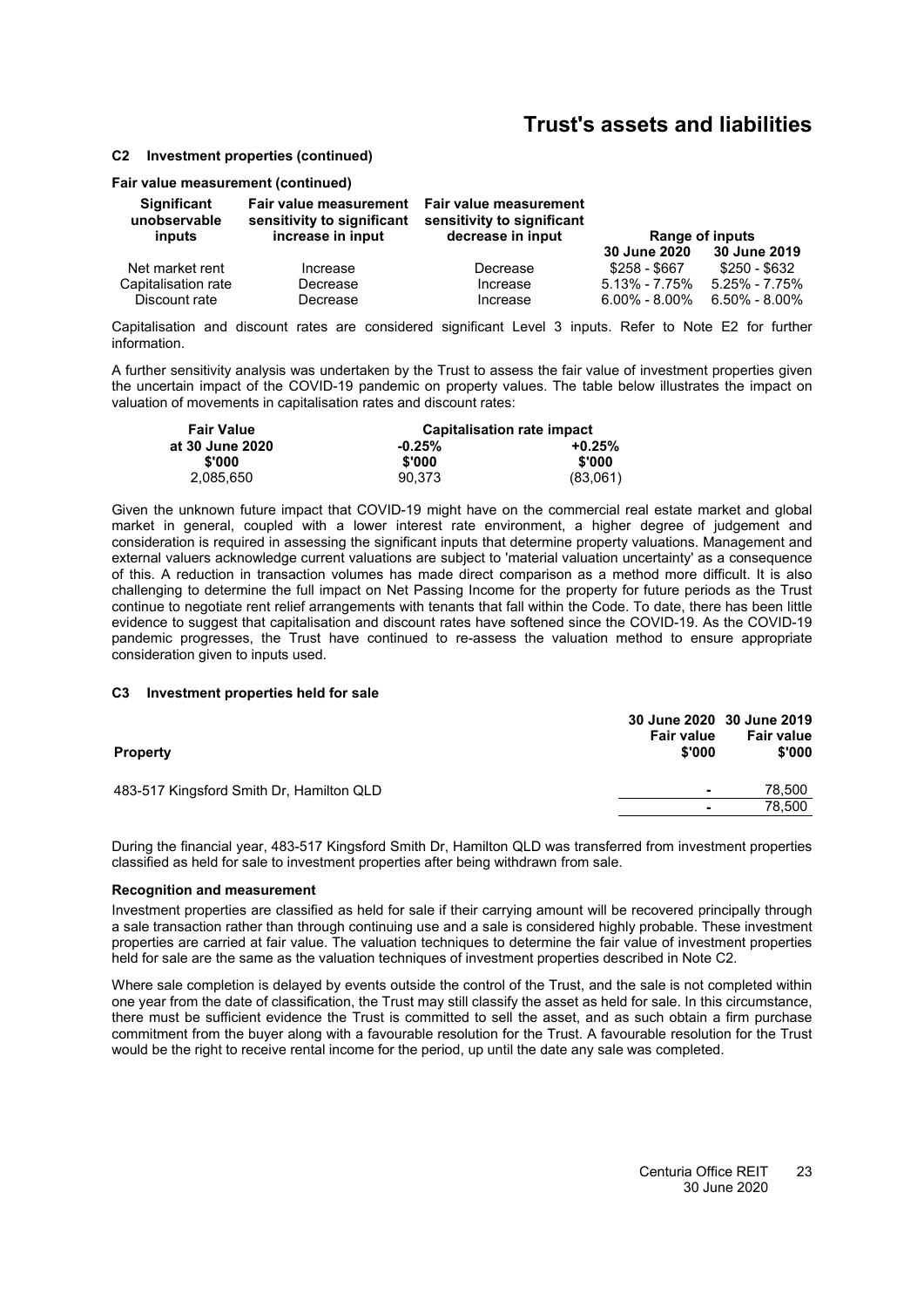## C2 Investment properties (continued)

**Fair value measurement (continued)**

| Significant unobservable inputs | Fair value measurement sensitivity to significant increase in input | Fair value measurement sensitivity to significant decrease in input | Range of inputs | |
|---|---|---|---|---|
| | | | **30 June 2020** | **30 June 2019** |
| Net market rent | Increase | Decrease | \$258 - \$667 | \$250 - \$632 |
| Capitalisation rate | Decrease | Increase | 5.13% - 7.75% | 5.25% - 7.75% |
| Discount rate | Decrease | Increase | 6.00% - 8.00% | 6.50% - 8.00% |

Capitalisation and discount rates are considered significant Level 3 inputs. Refer to Note E2 for further information.

A further sensitivity analysis was undertaken by the Trust to assess the fair value of investment properties given the uncertain impact of the COVID-19 pandemic on property values. The table below illustrates the impact on valuation of movements in capitalisation rates and discount rates:

| Fair Value at 30 June 2020 | Capitalisation rate impact | |
|---|---|---|
| | **-0.25%** | **+0.25%** |
| **\$'000** | **\$'000** | **\$'000** |
| 2,085,650 | 90,373 | (83,061) |

Given the unknown future impact that COVID-19 might have on the commercial real estate market and global market in general, coupled with a lower interest rate environment, a higher degree of judgement and consideration is required in assessing the significant inputs that determine property valuations. Management and external valuers acknowledge current valuations are subject to 'material valuation uncertainty' as a consequence of this. A reduction in transaction volumes has made direct comparison as a method more difficult. It is also challenging to determine the full impact on Net Passing Income for the property for future periods as the Trust continue to negotiate rent relief arrangements with tenants that fall within the Code. To date, there has been little evidence to suggest that capitalisation and discount rates have softened since the COVID-19. As the COVID-19 pandemic progresses, the Trust have continued to re-assess the valuation method to ensure appropriate consideration given to inputs used.

## C3 Investment properties held for sale

| Property | 30 June 2020 Fair value \$'000 | 30 June 2019 Fair value \$'000 |
|---|---|---|
| 483-517 Kingsford Smith Dr, Hamilton QLD | - | 78,500 |
| | - | 78,500 |

During the financial year, 483-517 Kingsford Smith Dr, Hamilton QLD was transferred from investment properties classified as held for sale to investment properties after being withdrawn from sale.

**Recognition and measurement**

Investment properties are classified as held for sale if their carrying amount will be recovered principally through a sale transaction rather than through continuing use and a sale is considered highly probable. These investment properties are carried at fair value. The valuation techniques to determine the fair value of investment properties held for sale are the same as the valuation techniques of investment properties described in Note C2.

Where sale completion is delayed by events outside the control of the Trust, and the sale is not completed within one year from the date of classification, the Trust may still classify the asset as held for sale. In this circumstance, there must be sufficient evidence the Trust is committed to sell the asset, and as such obtain a firm purchase commitment from the buyer along with a favourable resolution for the Trust. A favourable resolution for the Trust would be the right to receive rental income for the period, up until the date any sale was completed.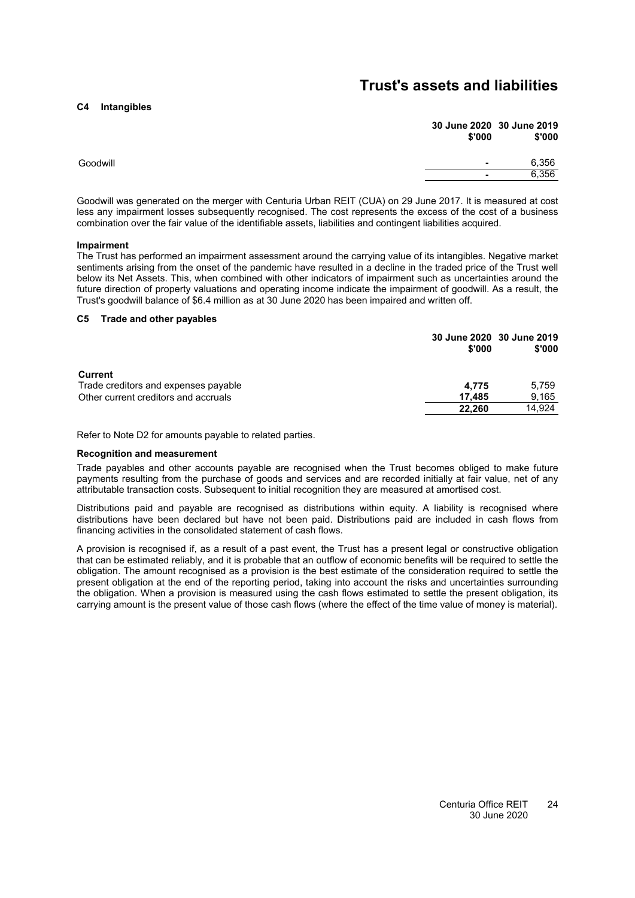# Trust's assets and liabilities

### C4 Intangibles

| | 30 June 2020 $'000 | 30 June 2019 $'000 |
|---|---|---|
| Goodwill | - | 6,356 |
| | - | 6,356 |

Goodwill was generated on the merger with Centuria Urban REIT (CUA) on 29 June 2017. It is measured at cost less any impairment losses subsequently recognised. The cost represents the excess of the cost of a business combination over the fair value of the identifiable assets, liabilities and contingent liabilities acquired.

**Impairment**

The Trust has performed an impairment assessment around the carrying value of its intangibles. Negative market sentiments arising from the onset of the pandemic have resulted in a decline in the traded price of the Trust well below its Net Assets. This, when combined with other indicators of impairment such as uncertainties around the future direction of property valuations and operating income indicate the impairment of goodwill. As a result, the Trust's goodwill balance of $6.4 million as at 30 June 2020 has been impaired and written off.

### C5 Trade and other payables

| | 30 June 2020 $'000 | 30 June 2019 $'000 |
|---|---|---|
| **Current** | | |
| Trade creditors and expenses payable | **4,775** | 5,759 |
| Other current creditors and accruals | **17,485** | 9,165 |
| | **22,260** | 14,924 |

Refer to Note D2 for amounts payable to related parties.

**Recognition and measurement**

Trade payables and other accounts payable are recognised when the Trust becomes obliged to make future payments resulting from the purchase of goods and services and are recorded initially at fair value, net of any attributable transaction costs. Subsequent to initial recognition they are measured at amortised cost.

Distributions paid and payable are recognised as distributions within equity. A liability is recognised where distributions have been declared but have not been paid. Distributions paid are included in cash flows from financing activities in the consolidated statement of cash flows.

A provision is recognised if, as a result of a past event, the Trust has a present legal or constructive obligation that can be estimated reliably, and it is probable that an outflow of economic benefits will be required to settle the obligation. The amount recognised as a provision is the best estimate of the consideration required to settle the present obligation at the end of the reporting period, taking into account the risks and uncertainties surrounding the obligation. When a provision is measured using the cash flows estimated to settle the present obligation, its carrying amount is the present value of those cash flows (where the effect of the time value of money is material).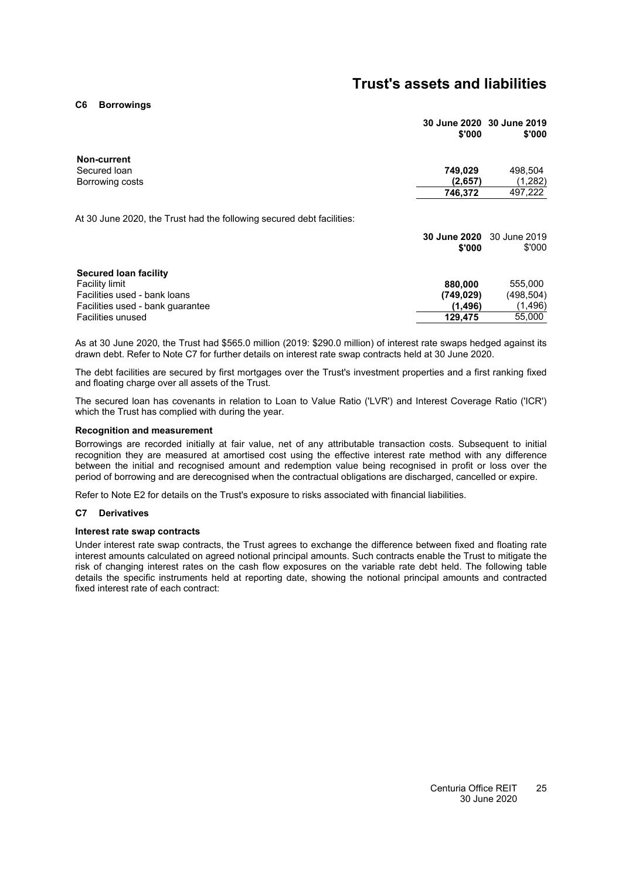# Trust's assets and liabilities

### C6 Borrowings

| | 30 June 2020 $'000 | 30 June 2019 $'000 |
|---|---|---|
| **Non-current** | | |
| Secured loan | **749,029** | 498,504 |
| Borrowing costs | **(2,657)** | (1,282) |
| | **746,372** | 497,222 |

At 30 June 2020, the Trust had the following secured debt facilities:

| | 30 June 2020 $'000 | 30 June 2019 $'000 |
|---|---|---|
| **Secured loan facility** | | |
| Facility limit | **880,000** | 555,000 |
| Facilities used - bank loans | **(749,029)** | (498,504) |
| Facilities used - bank guarantee | **(1,496)** | (1,496) |
| Facilities unused | **129,475** | 55,000 |

As at 30 June 2020, the Trust had $565.0 million (2019: $290.0 million) of interest rate swaps hedged against its drawn debt. Refer to Note C7 for further details on interest rate swap contracts held at 30 June 2020.

The debt facilities are secured by first mortgages over the Trust's investment properties and a first ranking fixed and floating charge over all assets of the Trust.

The secured loan has covenants in relation to Loan to Value Ratio ('LVR') and Interest Coverage Ratio ('ICR') which the Trust has complied with during the year.

**Recognition and measurement**

Borrowings are recorded initially at fair value, net of any attributable transaction costs. Subsequent to initial recognition they are measured at amortised cost using the effective interest rate method with any difference between the initial and recognised amount and redemption value being recognised in profit or loss over the period of borrowing and are derecognised when the contractual obligations are discharged, cancelled or expire.

Refer to Note E2 for details on the Trust's exposure to risks associated with financial liabilities.

### C7 Derivatives

**Interest rate swap contracts**

Under interest rate swap contracts, the Trust agrees to exchange the difference between fixed and floating rate interest amounts calculated on agreed notional principal amounts. Such contracts enable the Trust to mitigate the risk of changing interest rates on the cash flow exposures on the variable rate debt held. The following table details the specific instruments held at reporting date, showing the notional principal amounts and contracted fixed interest rate of each contract: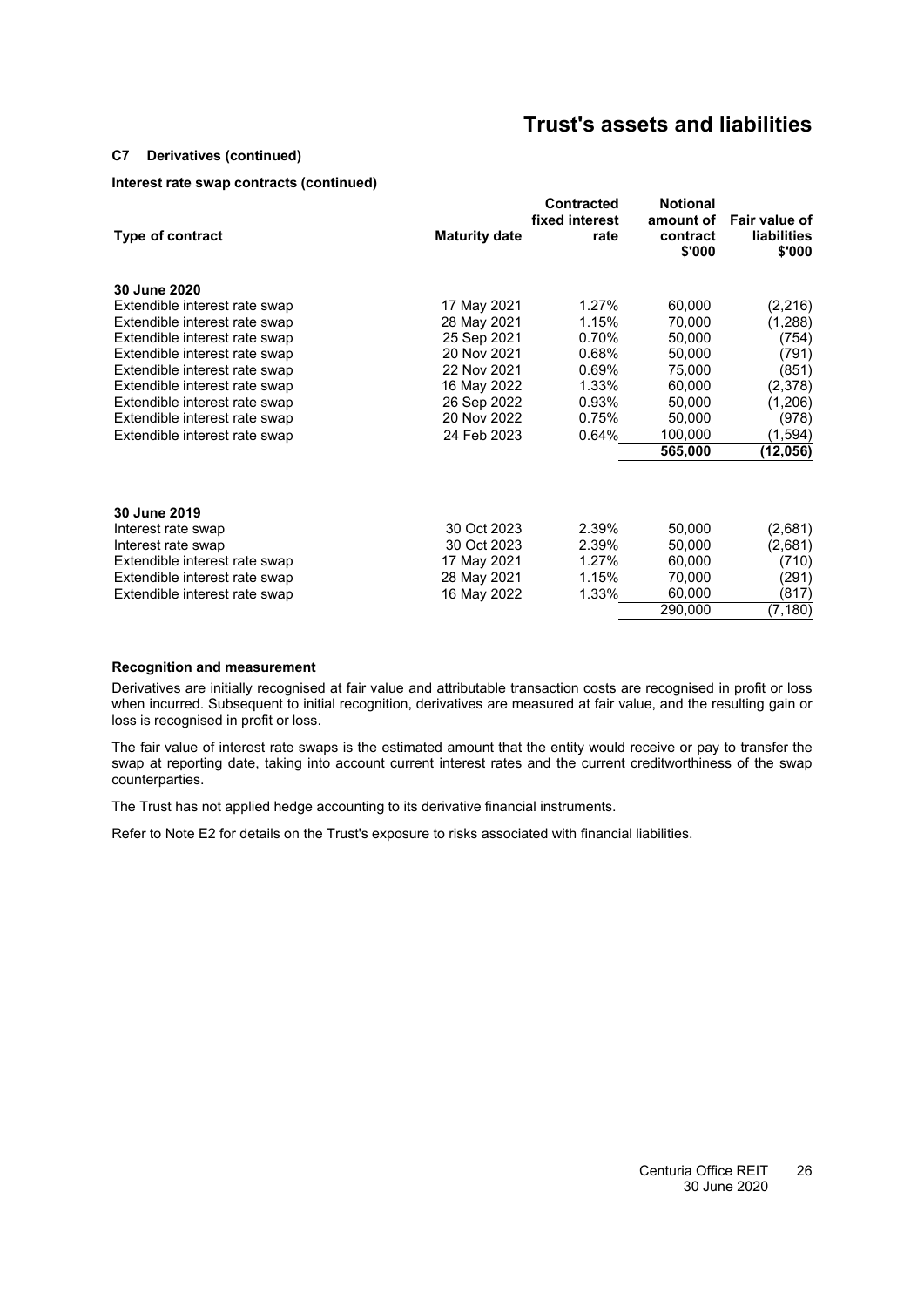# Trust's assets and liabilities

### C7 Derivatives (continued)

**Interest rate swap contracts (continued)**

| Type of contract | Maturity date | Contracted fixed interest rate | Notional amount of contract $'000 | Fair value of liabilities $'000 |
|---|---|---|---|---|
| **30 June 2020** | | | | |
| Extendible interest rate swap | 17 May 2021 | 1.27% | 60,000 | (2,216) |
| Extendible interest rate swap | 28 May 2021 | 1.15% | 70,000 | (1,288) |
| Extendible interest rate swap | 25 Sep 2021 | 0.70% | 50,000 | (754) |
| Extendible interest rate swap | 20 Nov 2021 | 0.68% | 50,000 | (791) |
| Extendible interest rate swap | 22 Nov 2021 | 0.69% | 75,000 | (851) |
| Extendible interest rate swap | 16 May 2022 | 1.33% | 60,000 | (2,378) |
| Extendible interest rate swap | 26 Sep 2022 | 0.93% | 50,000 | (1,206) |
| Extendible interest rate swap | 20 Nov 2022 | 0.75% | 50,000 | (978) |
| Extendible interest rate swap | 24 Feb 2023 | 0.64% | 100,000 | (1,594) |
| | | | **565,000** | **(12,056)** |

| Type of contract | Maturity date | Contracted fixed interest rate | Notional amount of contract $'000 | Fair value of liabilities $'000 |
|---|---|---|---|---|
| **30 June 2019** | | | | |
| Interest rate swap | 30 Oct 2023 | 2.39% | 50,000 | (2,681) |
| Interest rate swap | 30 Oct 2023 | 2.39% | 50,000 | (2,681) |
| Extendible interest rate swap | 17 May 2021 | 1.27% | 60,000 | (710) |
| Extendible interest rate swap | 28 May 2021 | 1.15% | 70,000 | (291) |
| Extendible interest rate swap | 16 May 2022 | 1.33% | 60,000 | (817) |
| | | | 290,000 | (7,180) |

**Recognition and measurement**

Derivatives are initially recognised at fair value and attributable transaction costs are recognised in profit or loss when incurred. Subsequent to initial recognition, derivatives are measured at fair value, and the resulting gain or loss is recognised in profit or loss.

The fair value of interest rate swaps is the estimated amount that the entity would receive or pay to transfer the swap at reporting date, taking into account current interest rates and the current creditworthiness of the swap counterparties.

The Trust has not applied hedge accounting to its derivative financial instruments.

Refer to Note E2 for details on the Trust's exposure to risks associated with financial liabilities.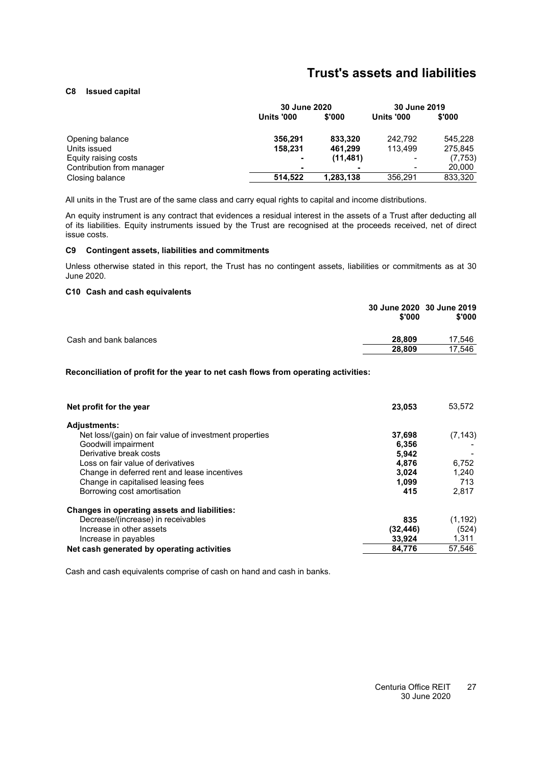# Trust's assets and liabilities

### C8 Issued capital

| | 30 June 2020 | | 30 June 2019 | |
|---|---|---|---|---|
| | **Units '000** | **$'000** | **Units '000** | **$'000** |
| Opening balance | **356,291** | **833,320** | 242,792 | 545,228 |
| Units issued | **158,231** | **461,299** | 113,499 | 275,845 |
| Equity raising costs | **-** | **(11,481)** | - | (7,753) |
| Contribution from manager | **-** | **-** | - | 20,000 |
| Closing balance | **514,522** | **1,283,138** | 356,291 | 833,320 |

All units in the Trust are of the same class and carry equal rights to capital and income distributions.

An equity instrument is any contract that evidences a residual interest in the assets of a Trust after deducting all of its liabilities. Equity instruments issued by the Trust are recognised at the proceeds received, net of direct issue costs.

### C9 Contingent assets, liabilities and commitments

Unless otherwise stated in this report, the Trust has no contingent assets, liabilities or commitments as at 30 June 2020.

### C10 Cash and cash equivalents

| | 30 June 2020 $'000 | 30 June 2019 $'000 |
|---|---|---|
| Cash and bank balances | **28,809** | 17,546 |
| | **28,809** | 17,546 |

**Reconciliation of profit for the year to net cash flows from operating activities:**

| | | |
|---|---|---|
| **Net profit for the year** | **23,053** | 53,572 |
| **Adjustments:** | | |
| Net loss/(gain) on fair value of investment properties | **37,698** | (7,143) |
| Goodwill impairment | **6,356** | - |
| Derivative break costs | **5,942** | - |
| Loss on fair value of derivatives | **4,876** | 6,752 |
| Change in deferred rent and lease incentives | **3,024** | 1,240 |
| Change in capitalised leasing fees | **1,099** | 713 |
| Borrowing cost amortisation | **415** | 2,817 |
| **Changes in operating assets and liabilities:** | | |
| Decrease/(increase) in receivables | **835** | (1,192) |
| Increase in other assets | **(32,446)** | (524) |
| Increase in payables | **33,924** | 1,311 |
| **Net cash generated by operating activities** | **84,776** | 57,546 |

Cash and cash equivalents comprise of cash on hand and cash in banks.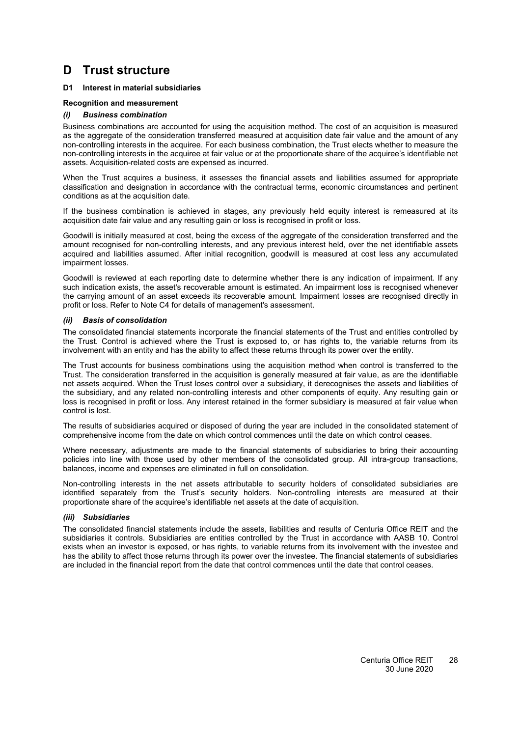# D Trust structure

### D1 Interest in material subsidiaries

**Recognition and measurement**

***(i) Business combination***

Business combinations are accounted for using the acquisition method. The cost of an acquisition is measured as the aggregate of the consideration transferred measured at acquisition date fair value and the amount of any non-controlling interests in the acquiree. For each business combination, the Trust elects whether to measure the non-controlling interests in the acquiree at fair value or at the proportionate share of the acquiree's identifiable net assets. Acquisition-related costs are expensed as incurred.

When the Trust acquires a business, it assesses the financial assets and liabilities assumed for appropriate classification and designation in accordance with the contractual terms, economic circumstances and pertinent conditions as at the acquisition date.

If the business combination is achieved in stages, any previously held equity interest is remeasured at its acquisition date fair value and any resulting gain or loss is recognised in profit or loss.

Goodwill is initially measured at cost, being the excess of the aggregate of the consideration transferred and the amount recognised for non-controlling interests, and any previous interest held, over the net identifiable assets acquired and liabilities assumed. After initial recognition, goodwill is measured at cost less any accumulated impairment losses.

Goodwill is reviewed at each reporting date to determine whether there is any indication of impairment. If any such indication exists, the asset's recoverable amount is estimated. An impairment loss is recognised whenever the carrying amount of an asset exceeds its recoverable amount. Impairment losses are recognised directly in profit or loss. Refer to Note C4 for details of management's assessment.

***(ii) Basis of consolidation***

The consolidated financial statements incorporate the financial statements of the Trust and entities controlled by the Trust. Control is achieved where the Trust is exposed to, or has rights to, the variable returns from its involvement with an entity and has the ability to affect these returns through its power over the entity.

The Trust accounts for business combinations using the acquisition method when control is transferred to the Trust. The consideration transferred in the acquisition is generally measured at fair value, as are the identifiable net assets acquired. When the Trust loses control over a subsidiary, it derecognises the assets and liabilities of the subsidiary, and any related non-controlling interests and other components of equity. Any resulting gain or loss is recognised in profit or loss. Any interest retained in the former subsidiary is measured at fair value when control is lost.

The results of subsidiaries acquired or disposed of during the year are included in the consolidated statement of comprehensive income from the date on which control commences until the date on which control ceases.

Where necessary, adjustments are made to the financial statements of subsidiaries to bring their accounting policies into line with those used by other members of the consolidated group. All intra-group transactions, balances, income and expenses are eliminated in full on consolidation.

Non-controlling interests in the net assets attributable to security holders of consolidated subsidiaries are identified separately from the Trust's security holders. Non-controlling interests are measured at their proportionate share of the acquiree's identifiable net assets at the date of acquisition.

***(iii) Subsidiaries***

The consolidated financial statements include the assets, liabilities and results of Centuria Office REIT and the subsidiaries it controls. Subsidiaries are entities controlled by the Trust in accordance with AASB 10. Control exists when an investor is exposed, or has rights, to variable returns from its involvement with the investee and has the ability to affect those returns through its power over the investee. The financial statements of subsidiaries are included in the financial report from the date that control commences until the date that control ceases.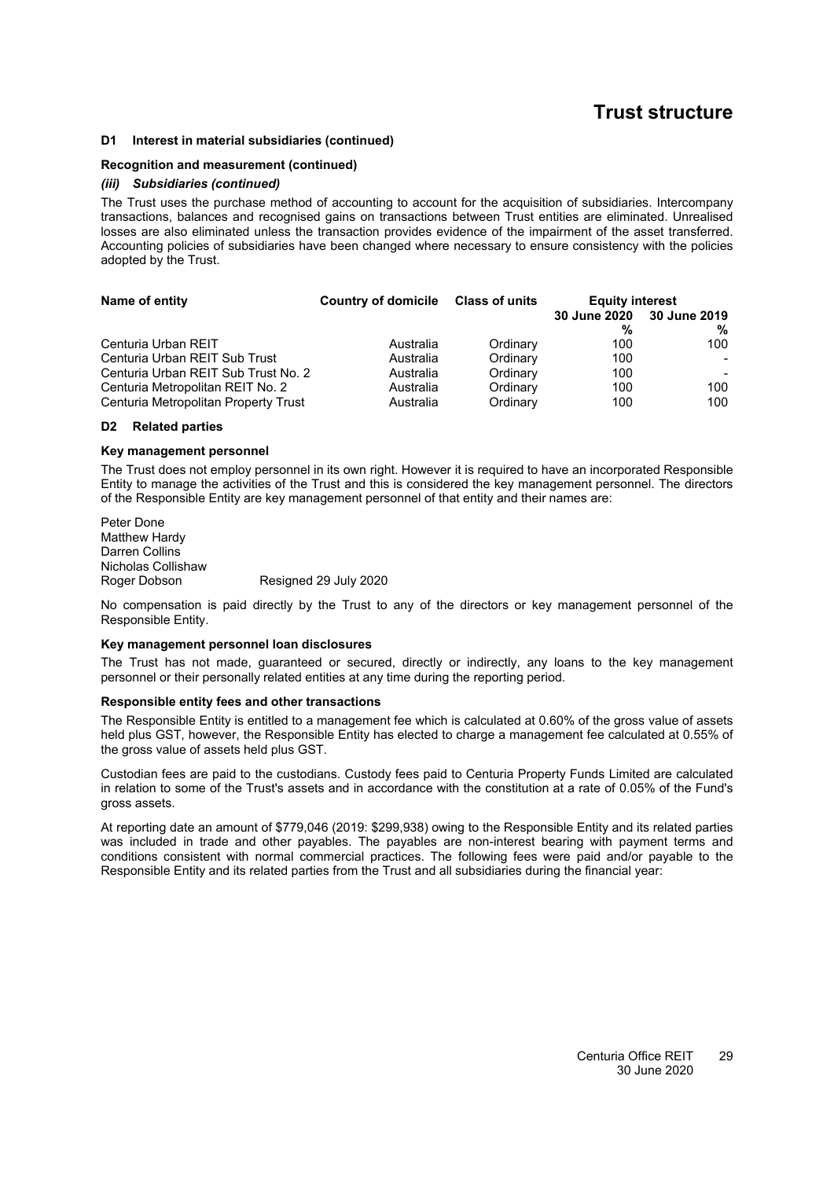# Trust structure

### D1 Interest in material subsidiaries (continued)

#### Recognition and measurement (continued)

***(iii) Subsidiaries (continued)***

The Trust uses the purchase method of accounting to account for the acquisition of subsidiaries. Intercompany transactions, balances and recognised gains on transactions between Trust entities are eliminated. Unrealised losses are also eliminated unless the transaction provides evidence of the impairment of the asset transferred. Accounting policies of subsidiaries have been changed where necessary to ensure consistency with the policies adopted by the Trust.

| Name of entity | Country of domicile | Class of units | Equity interest | |
|---|---|---|---|---|
| | | | 30 June 2020 | 30 June 2019 |
| | | | % | % |
| Centuria Urban REIT | Australia | Ordinary | 100 | 100 |
| Centuria Urban REIT Sub Trust | Australia | Ordinary | 100 | - |
| Centuria Urban REIT Sub Trust No. 2 | Australia | Ordinary | 100 | - |
| Centuria Metropolitan REIT No. 2 | Australia | Ordinary | 100 | 100 |
| Centuria Metropolitan Property Trust | Australia | Ordinary | 100 | 100 |

### D2 Related parties

#### Key management personnel

The Trust does not employ personnel in its own right. However it is required to have an incorporated Responsible Entity to manage the activities of the Trust and this is considered the key management personnel. The directors of the Responsible Entity are key management personnel of that entity and their names are:

Peter Done
Matthew Hardy
Darren Collins
Nicholas Collishaw
Roger Dobson Resigned 29 July 2020

No compensation is paid directly by the Trust to any of the directors or key management personnel of the Responsible Entity.

#### Key management personnel loan disclosures

The Trust has not made, guaranteed or secured, directly or indirectly, any loans to the key management personnel or their personally related entities at any time during the reporting period.

#### Responsible entity fees and other transactions

The Responsible Entity is entitled to a management fee which is calculated at 0.60% of the gross value of assets held plus GST, however, the Responsible Entity has elected to charge a management fee calculated at 0.55% of the gross value of assets held plus GST.

Custodian fees are paid to the custodians. Custody fees paid to Centuria Property Funds Limited are calculated in relation to some of the Trust's assets and in accordance with the constitution at a rate of 0.05% of the Fund's gross assets.

At reporting date an amount of $779,046 (2019: $299,938) owing to the Responsible Entity and its related parties was included in trade and other payables. The payables are non-interest bearing with payment terms and conditions consistent with normal commercial practices. The following fees were paid and/or payable to the Responsible Entity and its related parties from the Trust and all subsidiaries during the financial year: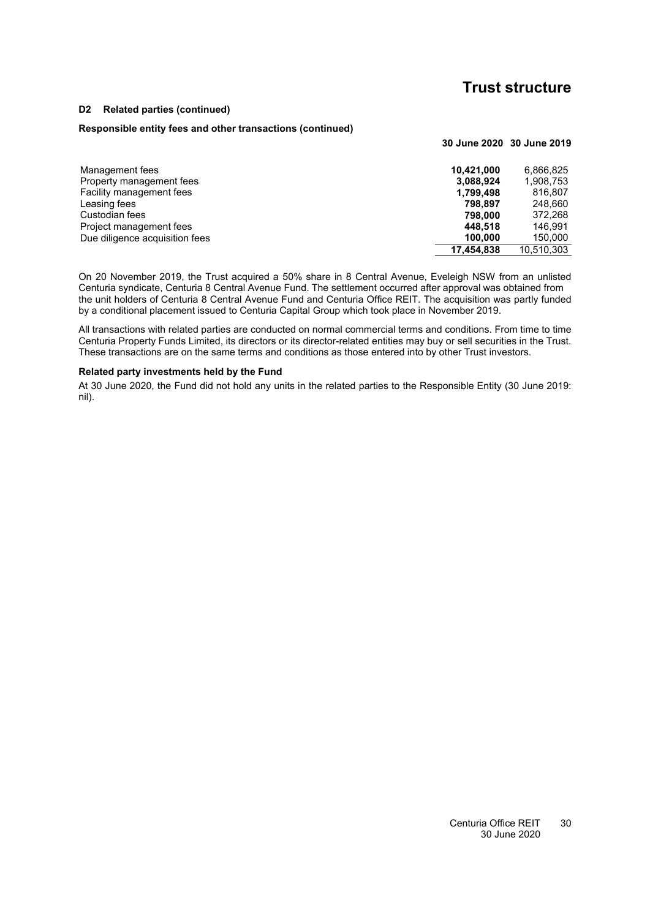# Trust structure

### D2 Related parties (continued)

**Responsible entity fees and other transactions (continued)**

| | 30 June 2020 | 30 June 2019 |
|---|---|---|
| Management fees | **10,421,000** | 6,866,825 |
| Property management fees | **3,088,924** | 1,908,753 |
| Facility management fees | **1,799,498** | 816,807 |
| Leasing fees | **798,897** | 248,660 |
| Custodian fees | **798,000** | 372,268 |
| Project management fees | **448,518** | 146,991 |
| Due diligence acquisition fees | **100,000** | 150,000 |
| | **17,454,838** | 10,510,303 |

On 20 November 2019, the Trust acquired a 50% share in 8 Central Avenue, Eveleigh NSW from an unlisted Centuria syndicate, Centuria 8 Central Avenue Fund. The settlement occurred after approval was obtained from the unit holders of Centuria 8 Central Avenue Fund and Centuria Office REIT. The acquisition was partly funded by a conditional placement issued to Centuria Capital Group which took place in November 2019.

All transactions with related parties are conducted on normal commercial terms and conditions. From time to time Centuria Property Funds Limited, its directors or its director-related entities may buy or sell securities in the Trust. These transactions are on the same terms and conditions as those entered into by other Trust investors.

**Related party investments held by the Fund**

At 30 June 2020, the Fund did not hold any units in the related parties to the Responsible Entity (30 June 2019: nil).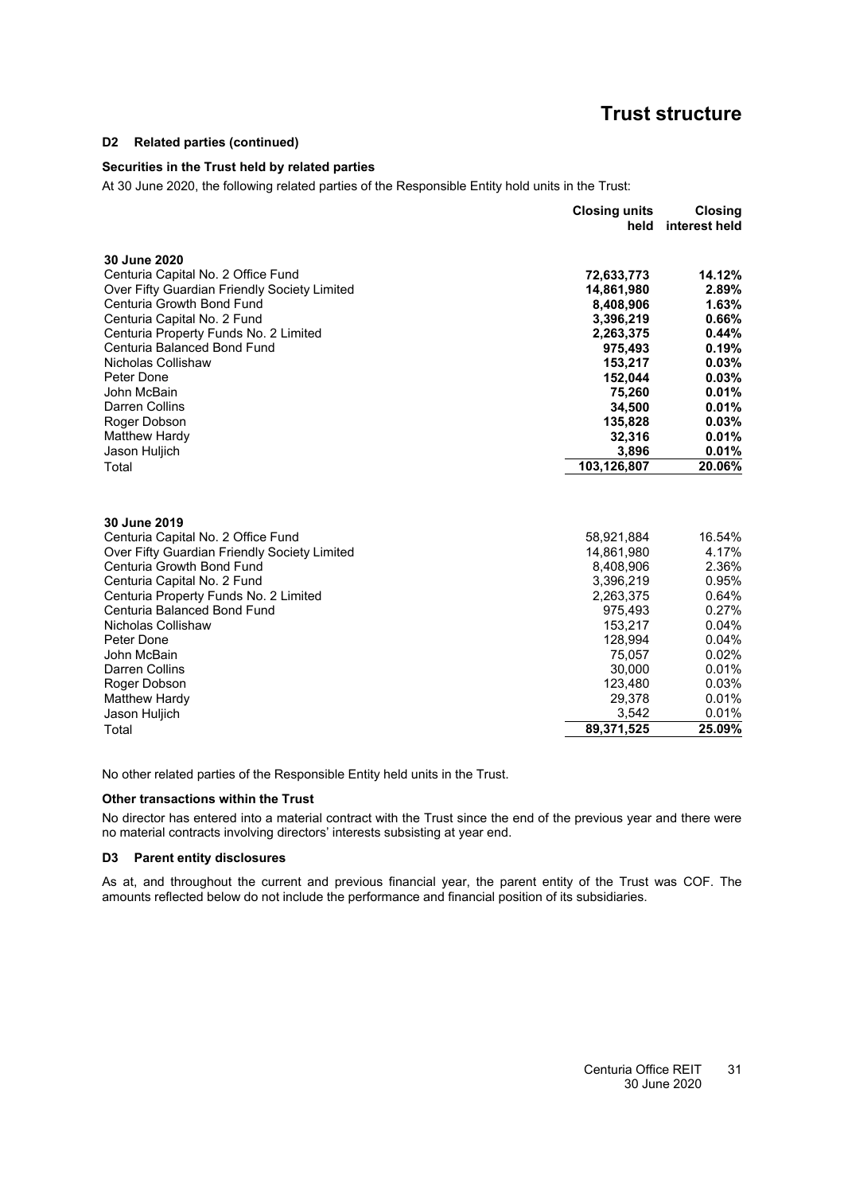# Trust structure

### D2 Related parties (continued)

#### Securities in the Trust held by related parties

At 30 June 2020, the following related parties of the Responsible Entity hold units in the Trust:

| | Closing units held | Closing interest held |
|---|---|---|
| **30 June 2020** | | |
| Centuria Capital No. 2 Office Fund | **72,633,773** | **14.12%** |
| Over Fifty Guardian Friendly Society Limited | **14,861,980** | **2.89%** |
| Centuria Growth Bond Fund | **8,408,906** | **1.63%** |
| Centuria Capital No. 2 Fund | **3,396,219** | **0.66%** |
| Centuria Property Funds No. 2 Limited | **2,263,375** | **0.44%** |
| Centuria Balanced Bond Fund | **975,493** | **0.19%** |
| Nicholas Collishaw | **153,217** | **0.03%** |
| Peter Done | **152,044** | **0.03%** |
| John McBain | **75,260** | **0.01%** |
| Darren Collins | **34,500** | **0.01%** |
| Roger Dobson | **135,828** | **0.03%** |
| Matthew Hardy | **32,316** | **0.01%** |
| Jason Huljich | **3,896** | **0.01%** |
| Total | **103,126,807** | **20.06%** |

| | Closing units held | Closing interest held |
|---|---|---|
| **30 June 2019** | | |
| Centuria Capital No. 2 Office Fund | 58,921,884 | 16.54% |
| Over Fifty Guardian Friendly Society Limited | 14,861,980 | 4.17% |
| Centuria Growth Bond Fund | 8,408,906 | 2.36% |
| Centuria Capital No. 2 Fund | 3,396,219 | 0.95% |
| Centuria Property Funds No. 2 Limited | 2,263,375 | 0.64% |
| Centuria Balanced Bond Fund | 975,493 | 0.27% |
| Nicholas Collishaw | 153,217 | 0.04% |
| Peter Done | 128,994 | 0.04% |
| John McBain | 75,057 | 0.02% |
| Darren Collins | 30,000 | 0.01% |
| Roger Dobson | 123,480 | 0.03% |
| Matthew Hardy | 29,378 | 0.01% |
| Jason Huljich | 3,542 | 0.01% |
| Total | **89,371,525** | **25.09%** |

No other related parties of the Responsible Entity held units in the Trust.

#### Other transactions within the Trust

No director has entered into a material contract with the Trust since the end of the previous year and there were no material contracts involving directors' interests subsisting at year end.

### D3 Parent entity disclosures

As at, and throughout the current and previous financial year, the parent entity of the Trust was COF. The amounts reflected below do not include the performance and financial position of its subsidiaries.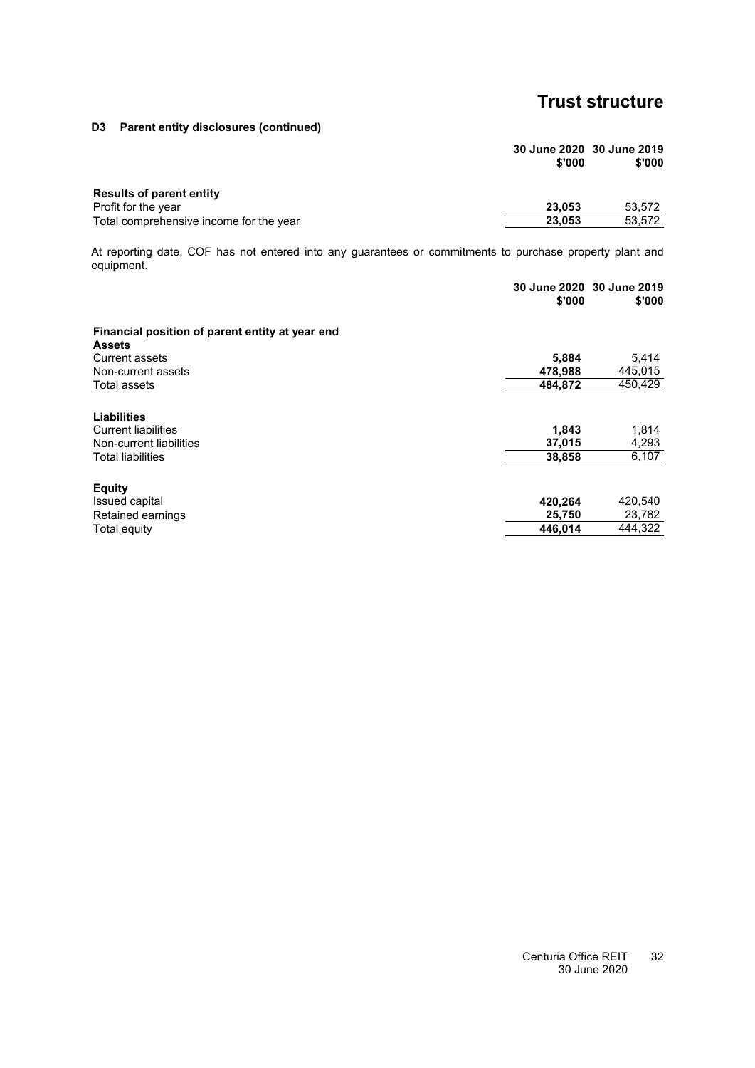# Trust structure

## D3 Parent entity disclosures (continued)

| | 30 June 2020 $'000 | 30 June 2019 $'000 |
|---|---|---|
| **Results of parent entity** | | |
| Profit for the year | **23,053** | 53,572 |
| Total comprehensive income for the year | **23,053** | 53,572 |

At reporting date, COF has not entered into any guarantees or commitments to purchase property plant and equipment.

| | 30 June 2020 $'000 | 30 June 2019 $'000 |
|---|---|---|
| **Financial position of parent entity at year end** | | |
| **Assets** | | |
| Current assets | **5,884** | 5,414 |
| Non-current assets | **478,988** | 445,015 |
| Total assets | **484,872** | 450,429 |
| | | |
| **Liabilities** | | |
| Current liabilities | **1,843** | 1,814 |
| Non-current liabilities | **37,015** | 4,293 |
| Total liabilities | **38,858** | 6,107 |
| | | |
| **Equity** | | |
| Issued capital | **420,264** | 420,540 |
| Retained earnings | **25,750** | 23,782 |
| Total equity | **446,014** | 444,322 |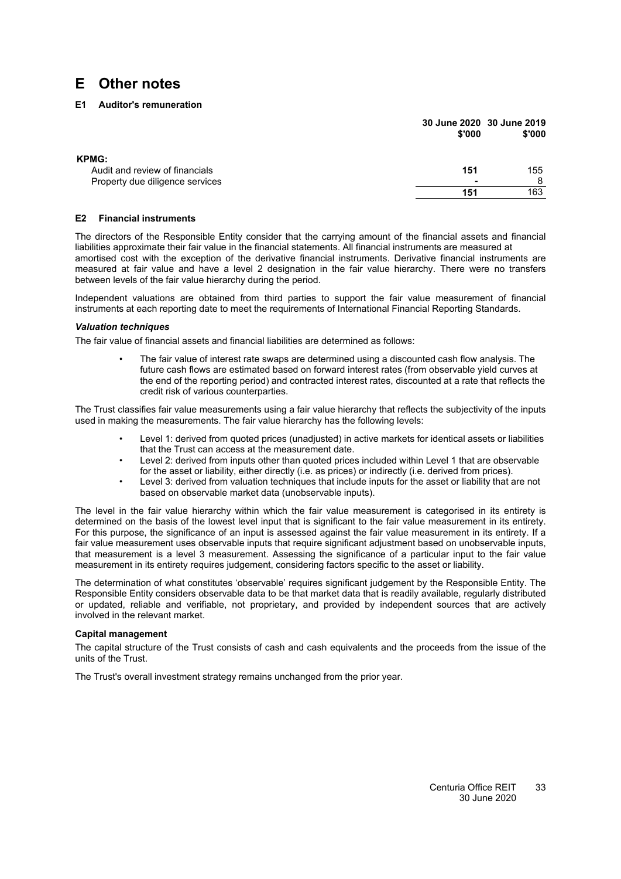# E Other notes

### E1 Auditor's remuneration

| | 30 June 2020 $'000 | 30 June 2019 $'000 |
|---|---|---|
| **KPMG:** | | |
| Audit and review of financials | **151** | 155 |
| Property due diligence services | **-** | 8 |
| | **151** | 163 |

### E2 Financial instruments

The directors of the Responsible Entity consider that the carrying amount of the financial assets and financial liabilities approximate their fair value in the financial statements. All financial instruments are measured at amortised cost with the exception of the derivative financial instruments. Derivative financial instruments are measured at fair value and have a level 2 designation in the fair value hierarchy. There were no transfers between levels of the fair value hierarchy during the period.

Independent valuations are obtained from third parties to support the fair value measurement of financial instruments at each reporting date to meet the requirements of International Financial Reporting Standards.

***Valuation techniques***

The fair value of financial assets and financial liabilities are determined as follows:

- The fair value of interest rate swaps are determined using a discounted cash flow analysis. The future cash flows are estimated based on forward interest rates (from observable yield curves at the end of the reporting period) and contracted interest rates, discounted at a rate that reflects the credit risk of various counterparties.

The Trust classifies fair value measurements using a fair value hierarchy that reflects the subjectivity of the inputs used in making the measurements. The fair value hierarchy has the following levels:

- Level 1: derived from quoted prices (unadjusted) in active markets for identical assets or liabilities that the Trust can access at the measurement date.
- Level 2: derived from inputs other than quoted prices included within Level 1 that are observable for the asset or liability, either directly (i.e. as prices) or indirectly (i.e. derived from prices).
- Level 3: derived from valuation techniques that include inputs for the asset or liability that are not based on observable market data (unobservable inputs).

The level in the fair value hierarchy within which the fair value measurement is categorised in its entirety is determined on the basis of the lowest level input that is significant to the fair value measurement in its entirety. For this purpose, the significance of an input is assessed against the fair value measurement in its entirety. If a fair value measurement uses observable inputs that require significant adjustment based on unobservable inputs, that measurement is a level 3 measurement. Assessing the significance of a particular input to the fair value measurement in its entirety requires judgement, considering factors specific to the asset or liability.

The determination of what constitutes 'observable' requires significant judgement by the Responsible Entity. The Responsible Entity considers observable data to be that market data that is readily available, regularly distributed or updated, reliable and verifiable, not proprietary, and provided by independent sources that are actively involved in the relevant market.

**Capital management**

The capital structure of the Trust consists of cash and cash equivalents and the proceeds from the issue of the units of the Trust.

The Trust's overall investment strategy remains unchanged from the prior year.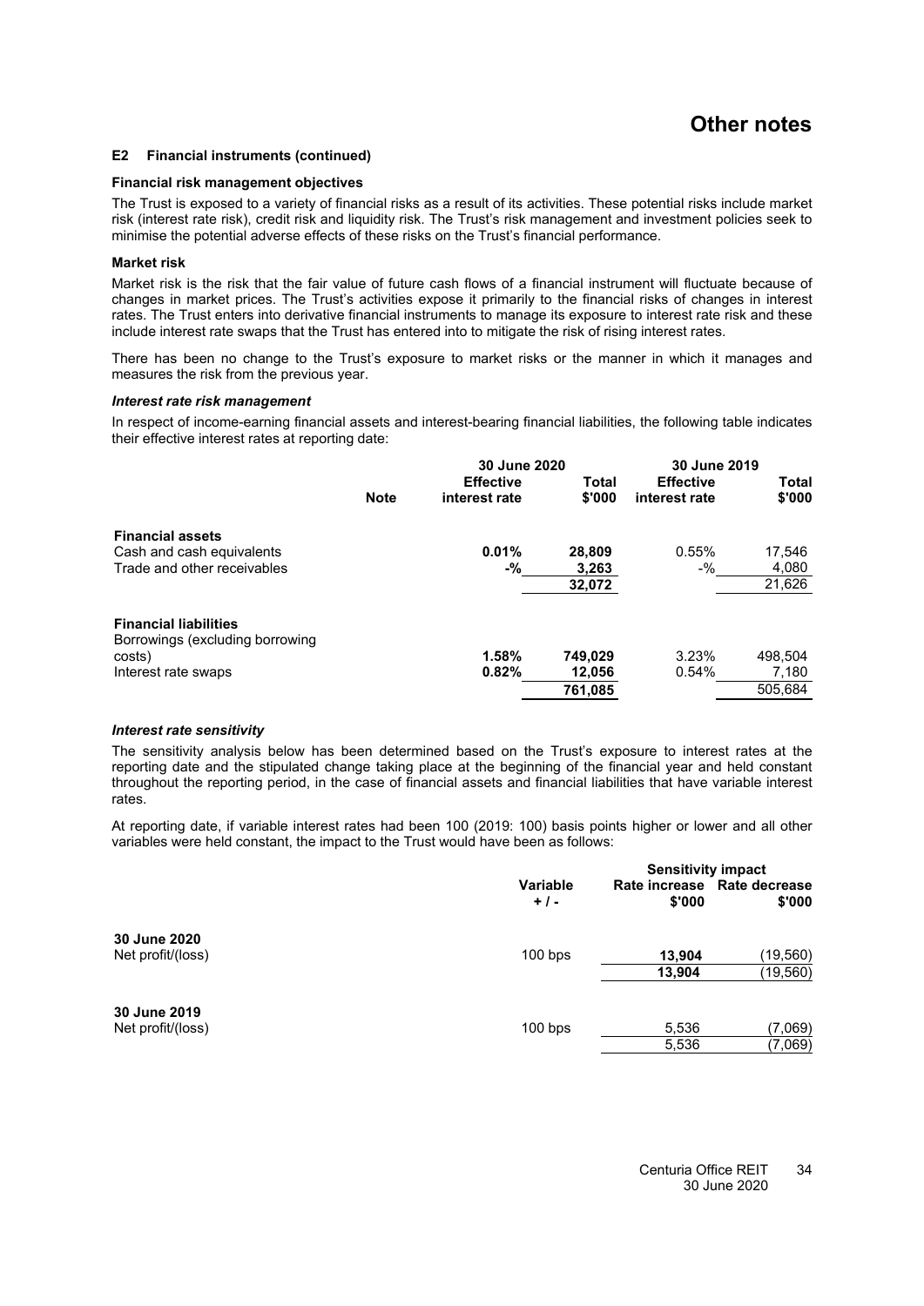# Other notes

### E2 Financial instruments (continued)

**Financial risk management objectives**

The Trust is exposed to a variety of financial risks as a result of its activities. These potential risks include market risk (interest rate risk), credit risk and liquidity risk. The Trust's risk management and investment policies seek to minimise the potential adverse effects of these risks on the Trust's financial performance.

**Market risk**

Market risk is the risk that the fair value of future cash flows of a financial instrument will fluctuate because of changes in market prices. The Trust's activities expose it primarily to the financial risks of changes in interest rates. The Trust enters into derivative financial instruments to manage its exposure to interest rate risk and these include interest rate swaps that the Trust has entered into to mitigate the risk of rising interest rates.

There has been no change to the Trust's exposure to market risks or the manner in which it manages and measures the risk from the previous year.

***Interest rate risk management***

In respect of income-earning financial assets and interest-bearing financial liabilities, the following table indicates their effective interest rates at reporting date:

| | Note | 30 June 2020 Effective interest rate | 30 June 2020 Total $'000 | 30 June 2019 Effective interest rate | 30 June 2019 Total $'000 |
|---|---|---|---|---|---|
| **Financial assets** | | | | | |
| Cash and cash equivalents | | **0.01%** | **28,809** | 0.55% | 17,546 |
| Trade and other receivables | | **-%** | **3,263** | -% | 4,080 |
| | | | **32,072** | | 21,626 |
| **Financial liabilities** | | | | | |
| Borrowings (excluding borrowing costs) | | **1.58%** | **749,029** | 3.23% | 498,504 |
| Interest rate swaps | | **0.82%** | **12,056** | 0.54% | 7,180 |
| | | | **761,085** | | 505,684 |

***Interest rate sensitivity***

The sensitivity analysis below has been determined based on the Trust's exposure to interest rates at the reporting date and the stipulated change taking place at the beginning of the financial year and held constant throughout the reporting period, in the case of financial assets and financial liabilities that have variable interest rates.

At reporting date, if variable interest rates had been 100 (2019: 100) basis points higher or lower and all other variables were held constant, the impact to the Trust would have been as follows:

| | Variable + / - | Sensitivity impact Rate increase $'000 | Sensitivity impact Rate decrease $'000 |
|---|---|---|---|
| **30 June 2020** | | | |
| Net profit/(loss) | 100 bps | **13,904** | (19,560) |
| | | **13,904** | (19,560) |
| **30 June 2019** | | | |
| Net profit/(loss) | 100 bps | 5,536 | (7,069) |
| | | 5,536 | (7,069) |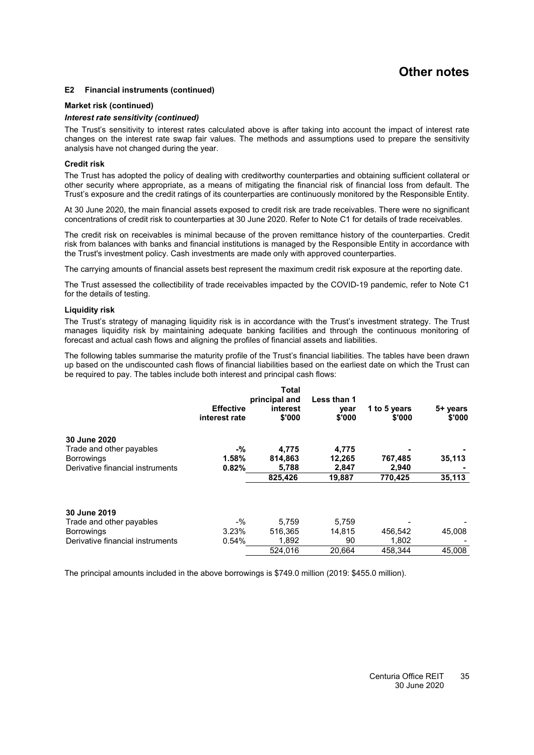# Other notes

### E2 Financial instruments (continued)

**Market risk (continued)**

***Interest rate sensitivity (continued)***

The Trust's sensitivity to interest rates calculated above is after taking into account the impact of interest rate changes on the interest rate swap fair values. The methods and assumptions used to prepare the sensitivity analysis have not changed during the year.

**Credit risk**

The Trust has adopted the policy of dealing with creditworthy counterparties and obtaining sufficient collateral or other security where appropriate, as a means of mitigating the financial risk of financial loss from default. The Trust's exposure and the credit ratings of its counterparties are continuously monitored by the Responsible Entity.

At 30 June 2020, the main financial assets exposed to credit risk are trade receivables. There were no significant concentrations of credit risk to counterparties at 30 June 2020. Refer to Note C1 for details of trade receivables.

The credit risk on receivables is minimal because of the proven remittance history of the counterparties. Credit risk from balances with banks and financial institutions is managed by the Responsible Entity in accordance with the Trust's investment policy. Cash investments are made only with approved counterparties.

The carrying amounts of financial assets best represent the maximum credit risk exposure at the reporting date.

The Trust assessed the collectibility of trade receivables impacted by the COVID-19 pandemic, refer to Note C1 for the details of testing.

**Liquidity risk**

The Trust's strategy of managing liquidity risk is in accordance with the Trust's investment strategy. The Trust manages liquidity risk by maintaining adequate banking facilities and through the continuous monitoring of forecast and actual cash flows and aligning the profiles of financial assets and liabilities.

The following tables summarise the maturity profile of the Trust's financial liabilities. The tables have been drawn up based on the undiscounted cash flows of financial liabilities based on the earliest date on which the Trust can be required to pay. The tables include both interest and principal cash flows:

| | Effective interest rate | Total principal and interest $'000 | Less than 1 year $'000 | 1 to 5 years $'000 | 5+ years $'000 |
|---|---|---|---|---|---|
| **30 June 2020** | | | | | |
| Trade and other payables | **-%** | **4,775** | **4,775** | **-** | **-** |
| Borrowings | **1.58%** | **814,863** | **12,265** | **767,485** | **35,113** |
| Derivative financial instruments | **0.82%** | **5,788** | **2,847** | **2,940** | **-** |
| | | **825,426** | **19,887** | **770,425** | **35,113** |
| **30 June 2019** | | | | | |
| Trade and other payables | -% | 5,759 | 5,759 | - | - |
| Borrowings | 3.23% | 516,365 | 14,815 | 456,542 | 45,008 |
| Derivative financial instruments | 0.54% | 1,892 | 90 | 1,802 | - |
| | | 524,016 | 20,664 | 458,344 | 45,008 |

The principal amounts included in the above borrowings is $749.0 million (2019: $455.0 million).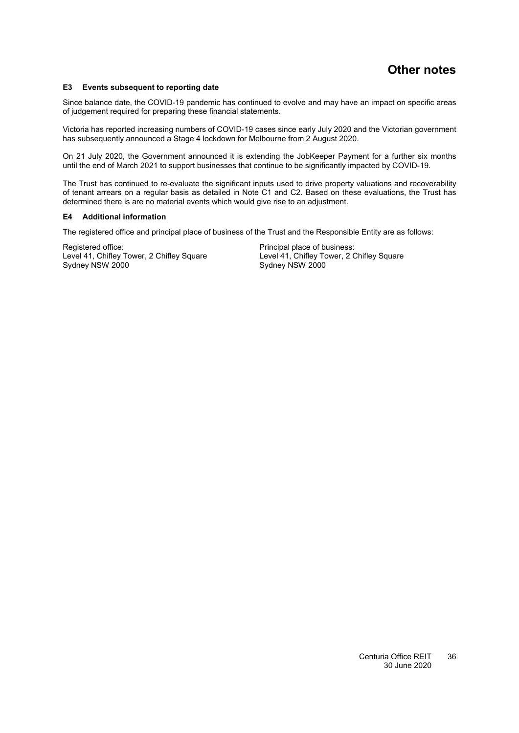# Other notes

### E3 Events subsequent to reporting date

Since balance date, the COVID-19 pandemic has continued to evolve and may have an impact on specific areas of judgement required for preparing these financial statements.

Victoria has reported increasing numbers of COVID-19 cases since early July 2020 and the Victorian government has subsequently announced a Stage 4 lockdown for Melbourne from 2 August 2020.

On 21 July 2020, the Government announced it is extending the JobKeeper Payment for a further six months until the end of March 2021 to support businesses that continue to be significantly impacted by COVID-19.

The Trust has continued to re-evaluate the significant inputs used to drive property valuations and recoverability of tenant arrears on a regular basis as detailed in Note C1 and C2. Based on these evaluations, the Trust has determined there is are no material events which would give rise to an adjustment.

### E4 Additional information

The registered office and principal place of business of the Trust and the Responsible Entity are as follows:

Registered office:
Level 41, Chifley Tower, 2 Chifley Square
Sydney NSW 2000

Principal place of business:
Level 41, Chifley Tower, 2 Chifley Square
Sydney NSW 2000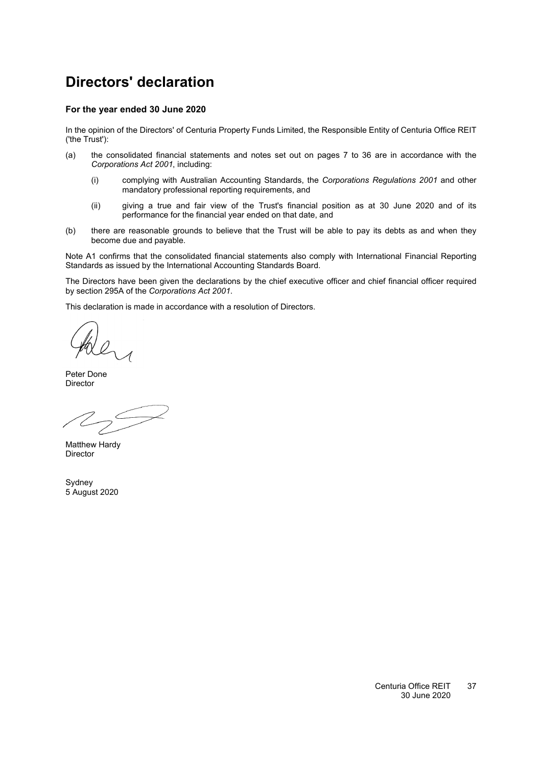# Directors' declaration

### For the year ended 30 June 2020

In the opinion of the Directors' of Centuria Property Funds Limited, the Responsible Entity of Centuria Office REIT ('the Trust'):

(a) the consolidated financial statements and notes set out on pages 7 to 36 are in accordance with the *Corporations Act 2001*, including:

  (i) complying with Australian Accounting Standards, the *Corporations Regulations 2001* and other mandatory professional reporting requirements, and

  (ii) giving a true and fair view of the Trust's financial position as at 30 June 2020 and of its performance for the financial year ended on that date, and

(b) there are reasonable grounds to believe that the Trust will be able to pay its debts as and when they become due and payable.

Note A1 confirms that the consolidated financial statements also comply with International Financial Reporting Standards as issued by the International Accounting Standards Board.

The Directors have been given the declarations by the chief executive officer and chief financial officer required by section 295A of the *Corporations Act 2001*.

This declaration is made in accordance with a resolution of Directors.

Peter Done
Director

Matthew Hardy
Director

Sydney
5 August 2020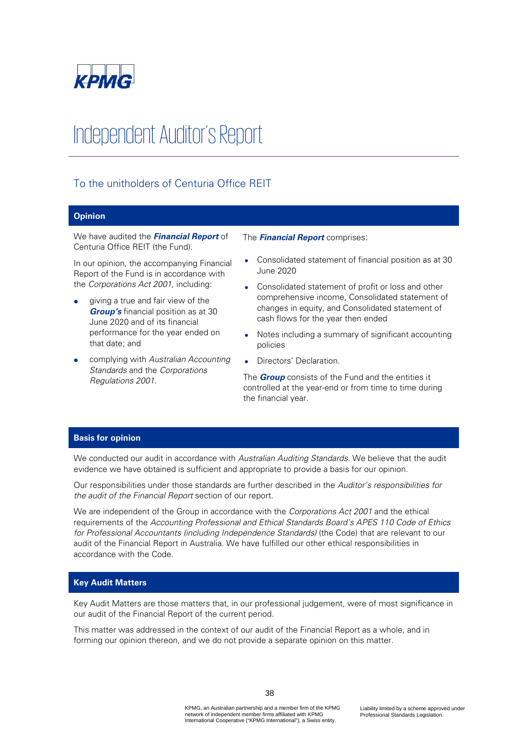# Independent Auditor's Report

## To the unitholders of Centuria Office REIT

### Opinion

We have audited the ***Financial Report*** of Centuria Office REIT (the Fund).

In our opinion, the accompanying Financial Report of the Fund is in accordance with the *Corporations Act 2001*, including:

- giving a true and fair view of the ***Group's*** financial position as at 30 June 2020 and of its financial performance for the year ended on that date; and
- complying with *Australian Accounting Standards* and the *Corporations Regulations 2001*.

The ***Financial Report*** comprises:

- Consolidated statement of financial position as at 30 June 2020
- Consolidated statement of profit or loss and other comprehensive income, Consolidated statement of changes in equity, and Consolidated statement of cash flows for the year then ended
- Notes including a summary of significant accounting policies
- Directors' Declaration.

The ***Group*** consists of the Fund and the entities it controlled at the year-end or from time to time during the financial year.

### Basis for opinion

We conducted our audit in accordance with *Australian Auditing Standards*. We believe that the audit evidence we have obtained is sufficient and appropriate to provide a basis for our opinion.

Our responsibilities under those standards are further described in the *Auditor's responsibilities for the audit of the Financial Report* section of our report.

We are independent of the Group in accordance with the *Corporations Act 2001* and the ethical requirements of the *Accounting Professional and Ethical Standards Board's APES 110 Code of Ethics for Professional Accountants (including Independence Standards)* (the Code) that are relevant to our audit of the Financial Report in Australia. We have fulfilled our other ethical responsibilities in accordance with the Code.

### Key Audit Matters

Key Audit Matters are those matters that, in our professional judgement, were of most significance in our audit of the Financial Report of the current period.

This matter was addressed in the context of our audit of the Financial Report as a whole, and in forming our opinion thereon, and we do not provide a separate opinion on this matter.

KPMG, an Australian partnership and a member firm of the KPMG network of independent member firms affiliated with KPMG International Cooperative ("KPMG International"), a Swiss entity.

Liability limited by a scheme approved under Professional Standards Legislation.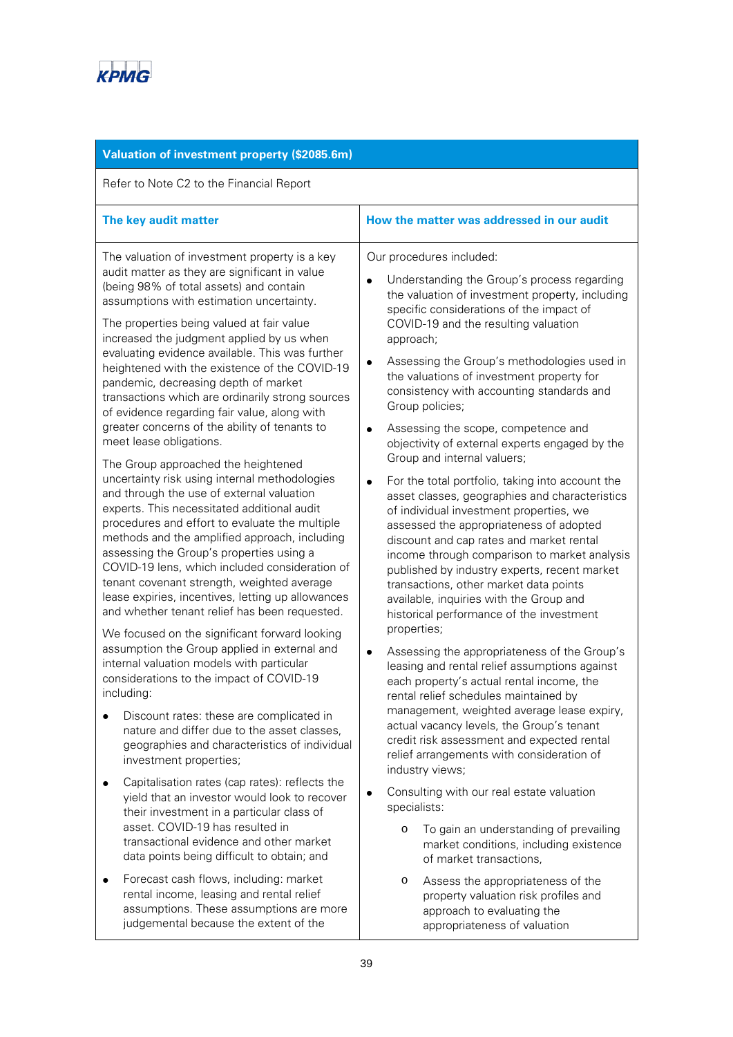| Valuation of investment property ($2085.6m) | |
|---|---|
| Refer to Note C2 to the Financial Report | |
| **The key audit matter** | **How the matter was addressed in our audit** |
| The valuation of investment property is a key audit matter as they are significant in value (being 98% of total assets) and contain assumptions with estimation uncertainty.<br><br>The properties being valued at fair value increased the judgment applied by us when evaluating evidence available. This was further heightened with the existence of the COVID-19 pandemic, decreasing depth of market transactions which are ordinarily strong sources of evidence regarding fair value, along with greater concerns of the ability of tenants to meet lease obligations.<br><br>The Group approached the heightened uncertainty risk using internal methodologies and through the use of external valuation experts. This necessitated additional audit procedures and effort to evaluate the multiple methods and the amplified approach, including assessing the Group's properties using a COVID-19 lens, which included consideration of tenant covenant strength, weighted average lease expiries, incentives, letting up allowances and whether tenant relief has been requested.<br><br>We focused on the significant forward looking assumption the Group applied in external and internal valuation models with particular considerations to the impact of COVID-19 including:<br><br>• Discount rates: these are complicated in nature and differ due to the asset classes, geographies and characteristics of individual investment properties;<br><br>• Capitalisation rates (cap rates): reflects the yield that an investor would look to recover their investment in a particular class of asset. COVID-19 has resulted in transactional evidence and other market data points being difficult to obtain; and<br><br>• Forecast cash flows, including: market rental income, leasing and rental relief assumptions. These assumptions are more judgemental because the extent of the | Our procedures included:<br><br>• Understanding the Group's process regarding the valuation of investment property, including specific considerations of the impact of COVID-19 and the resulting valuation approach;<br><br>• Assessing the Group's methodologies used in the valuations of investment property for consistency with accounting standards and Group policies;<br><br>• Assessing the scope, competence and objectivity of external experts engaged by the Group and internal valuers;<br><br>• For the total portfolio, taking into account the asset classes, geographies and characteristics of individual investment properties, we assessed the appropriateness of adopted discount and cap rates and market rental income through comparison to market analysis published by industry experts, recent market transactions, other market data points available, inquiries with the Group and historical performance of the investment properties;<br><br>• Assessing the appropriateness of the Group's leasing and rental relief assumptions against each property's actual rental income, the rental relief schedules maintained by management, weighted average lease expiry, actual vacancy levels, the Group's tenant credit risk assessment and expected rental relief arrangements with consideration of industry views;<br><br>• Consulting with our real estate valuation specialists:<br><br>  o To gain an understanding of prevailing market conditions, including existence of market transactions,<br><br>  o Assess the appropriateness of the property valuation risk profiles and approach to evaluating the appropriateness of valuation |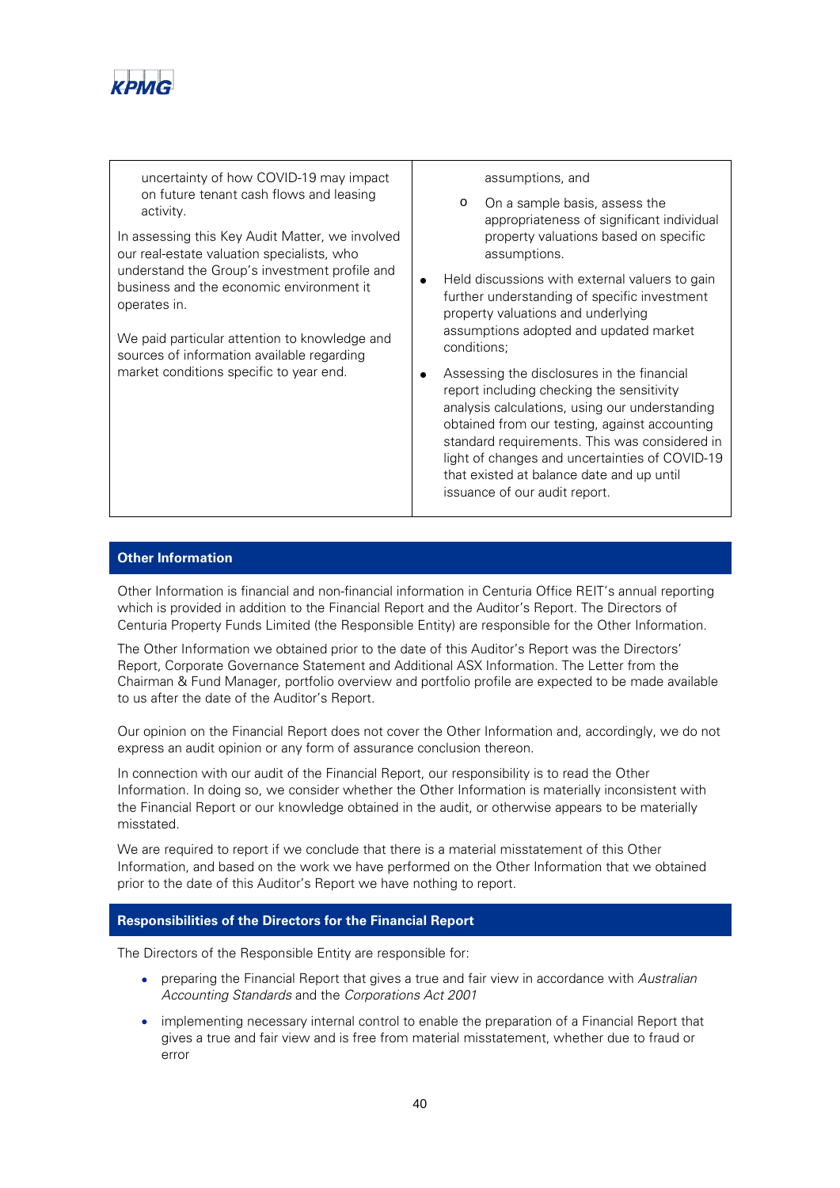| | |
|---|---|
| uncertainty of how COVID-19 may impact on future tenant cash flows and leasing activity.<br><br>In assessing this Key Audit Matter, we involved our real-estate valuation specialists, who understand the Group's investment profile and business and the economic environment it operates in.<br><br>We paid particular attention to knowledge and sources of information available regarding market conditions specific to year end. | assumptions, and<br><br>o On a sample basis, assess the appropriateness of significant individual property valuations based on specific assumptions.<br><br>• Held discussions with external valuers to gain further understanding of specific investment property valuations and underlying assumptions adopted and updated market conditions;<br><br>• Assessing the disclosures in the financial report including checking the sensitivity analysis calculations, using our understanding obtained from our testing, against accounting standard requirements. This was considered in light of changes and uncertainties of COVID-19 that existed at balance date and up until issuance of our audit report. |

## Other Information

Other Information is financial and non-financial information in Centuria Office REIT's annual reporting which is provided in addition to the Financial Report and the Auditor's Report. The Directors of Centuria Property Funds Limited (the Responsible Entity) are responsible for the Other Information.

The Other Information we obtained prior to the date of this Auditor's Report was the Directors' Report, Corporate Governance Statement and Additional ASX Information. The Letter from the Chairman & Fund Manager, portfolio overview and portfolio profile are expected to be made available to us after the date of the Auditor's Report.

Our opinion on the Financial Report does not cover the Other Information and, accordingly, we do not express an audit opinion or any form of assurance conclusion thereon.

In connection with our audit of the Financial Report, our responsibility is to read the Other Information. In doing so, we consider whether the Other Information is materially inconsistent with the Financial Report or our knowledge obtained in the audit, or otherwise appears to be materially misstated.

We are required to report if we conclude that there is a material misstatement of this Other Information, and based on the work we have performed on the Other Information that we obtained prior to the date of this Auditor's Report we have nothing to report.

## Responsibilities of the Directors for the Financial Report

The Directors of the Responsible Entity are responsible for:

- preparing the Financial Report that gives a true and fair view in accordance with *Australian Accounting Standards* and the *Corporations Act 2001*
- implementing necessary internal control to enable the preparation of a Financial Report that gives a true and fair view and is free from material misstatement, whether due to fraud or error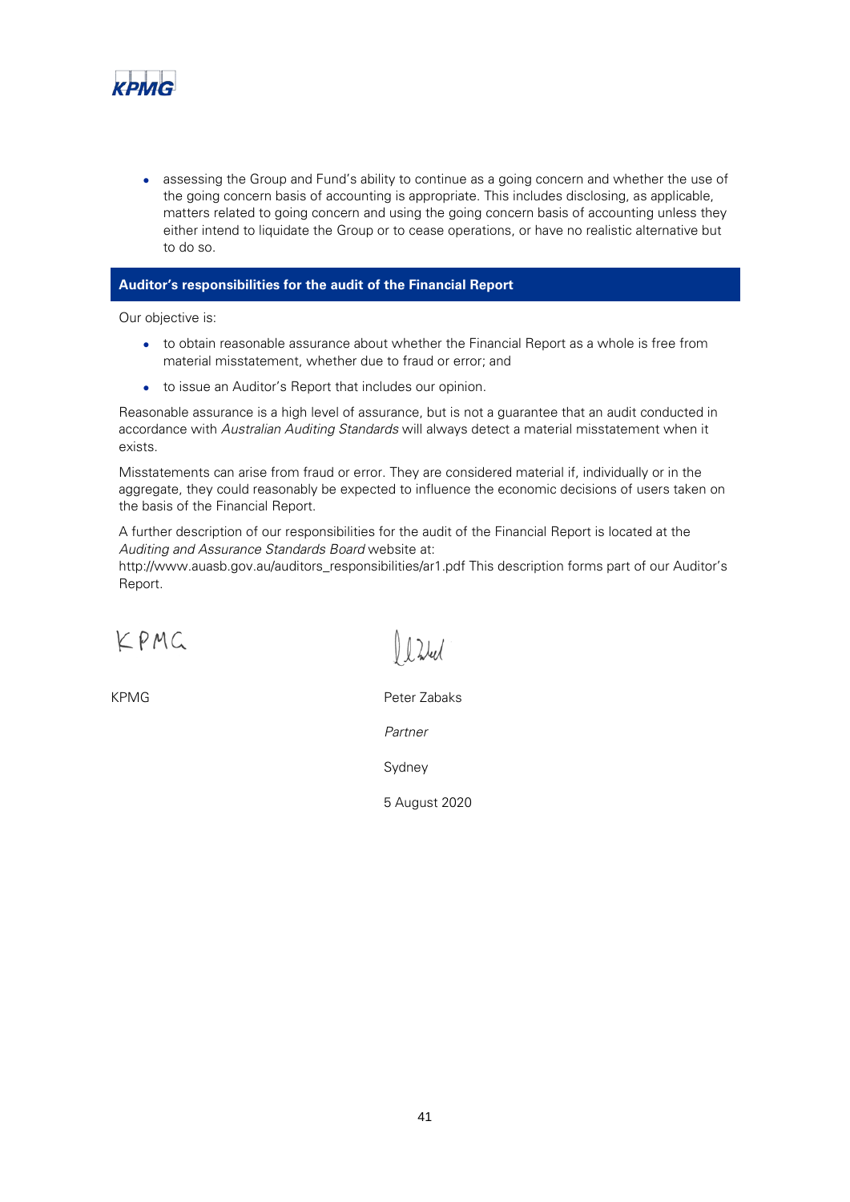- assessing the Group and Fund's ability to continue as a going concern and whether the use of the going concern basis of accounting is appropriate. This includes disclosing, as applicable, matters related to going concern and using the going concern basis of accounting unless they either intend to liquidate the Group or to cease operations, or have no realistic alternative but to do so.

## Auditor's responsibilities for the audit of the Financial Report

Our objective is:

- to obtain reasonable assurance about whether the Financial Report as a whole is free from material misstatement, whether due to fraud or error; and
- to issue an Auditor's Report that includes our opinion.

Reasonable assurance is a high level of assurance, but is not a guarantee that an audit conducted in accordance with *Australian Auditing Standards* will always detect a material misstatement when it exists.

Misstatements can arise from fraud or error. They are considered material if, individually or in the aggregate, they could reasonably be expected to influence the economic decisions of users taken on the basis of the Financial Report.

A further description of our responsibilities for the audit of the Financial Report is located at the *Auditing and Assurance Standards Board* website at: http://www.auasb.gov.au/auditors_responsibilities/ar1.pdf This description forms part of our Auditor's Report.

KPMG

Peter Zabaks

*Partner*

Sydney

5 August 2020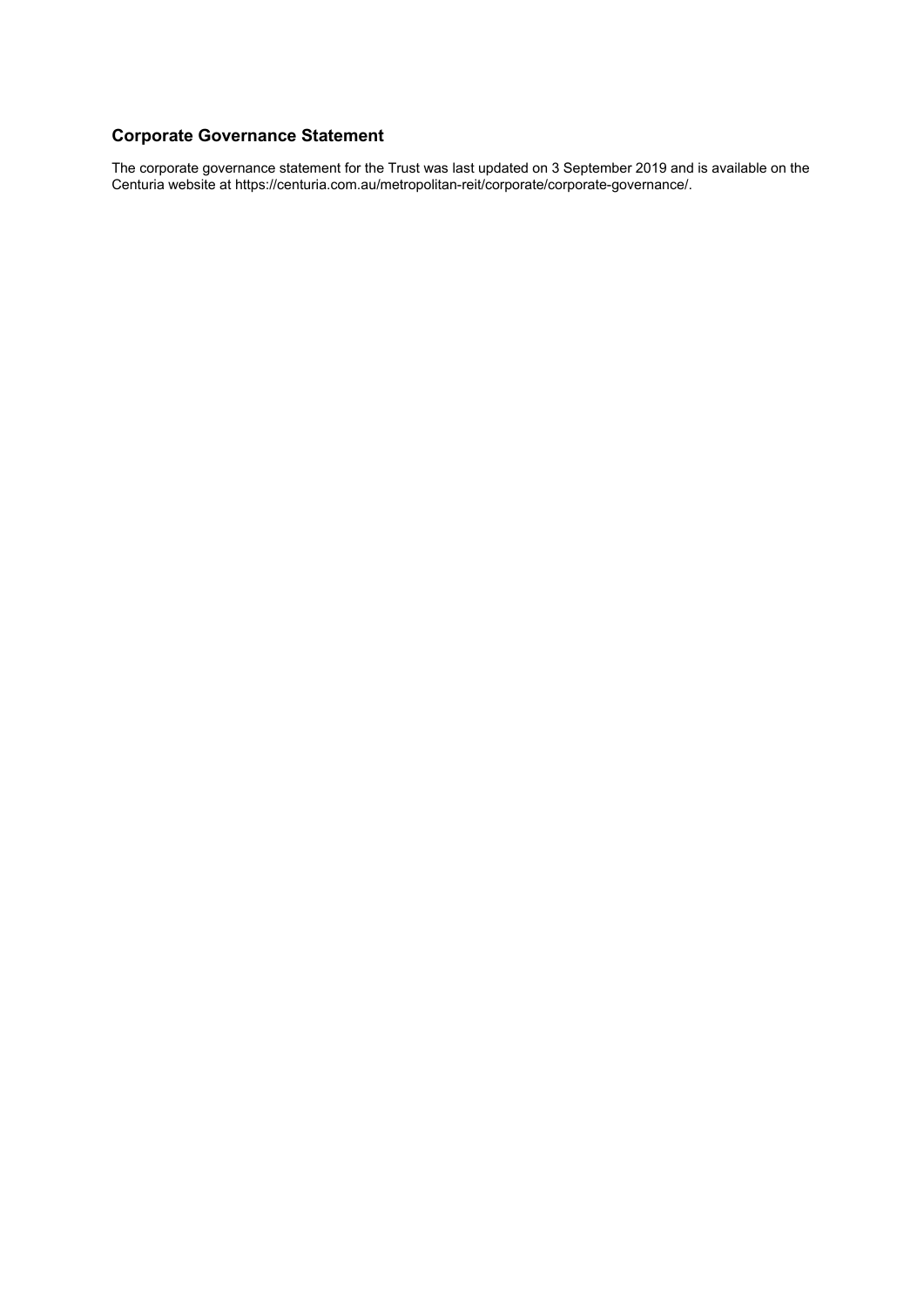## Corporate Governance Statement

The corporate governance statement for the Trust was last updated on 3 September 2019 and is available on the Centuria website at https://centuria.com.au/metropolitan-reit/corporate/corporate-governance/.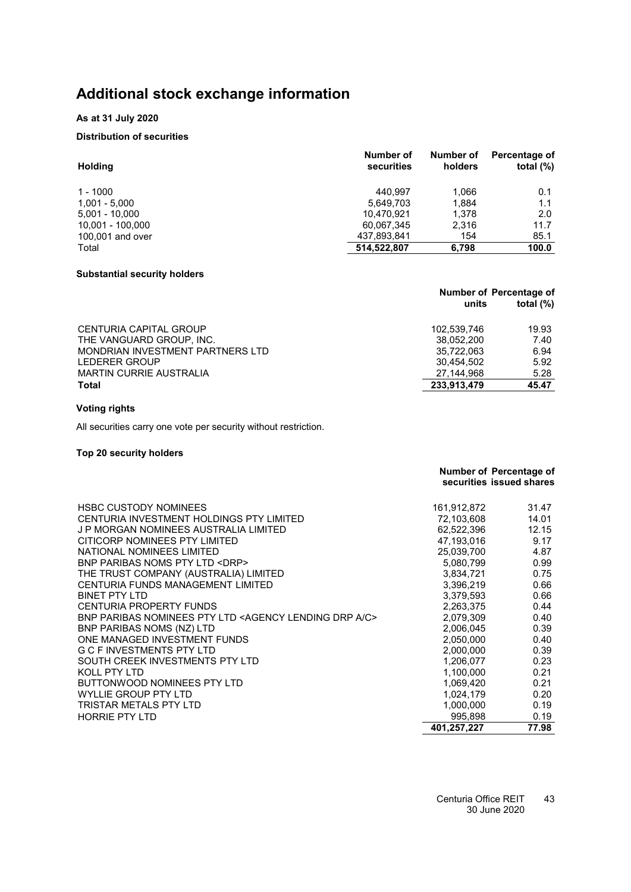# Additional stock exchange information

**As at 31 July 2020**

**Distribution of securities**

| Holding | Number of securities | Number of holders | Percentage of total (%) |
|---|---|---|---|
| 1 - 1000 | 440,997 | 1,066 | 0.1 |
| 1,001 - 5,000 | 5,649,703 | 1,884 | 1.1 |
| 5,001 - 10,000 | 10,470,921 | 1,378 | 2.0 |
| 10,001 - 100,000 | 60,067,345 | 2,316 | 11.7 |
| 100,001 and over | 437,893,841 | 154 | 85.1 |
| Total | 514,522,807 | 6,798 | 100.0 |

**Substantial security holders**

| | Number of units | Percentage of total (%) |
|---|---|---|
| CENTURIA CAPITAL GROUP | 102,539,746 | 19.93 |
| THE VANGUARD GROUP, INC. | 38,052,200 | 7.40 |
| MONDRIAN INVESTMENT PARTNERS LTD | 35,722,063 | 6.94 |
| LEDERER GROUP | 30,454,502 | 5.92 |
| MARTIN CURRIE AUSTRALIA | 27,144,968 | 5.28 |
| **Total** | **233,913,479** | **45.47** |

**Voting rights**

All securities carry one vote per security without restriction.

**Top 20 security holders**

| | Number of securities | Percentage of issued shares |
|---|---|---|
| HSBC CUSTODY NOMINEES | 161,912,872 | 31.47 |
| CENTURIA INVESTMENT HOLDINGS PTY LIMITED | 72,103,608 | 14.01 |
| J P MORGAN NOMINEES AUSTRALIA LIMITED | 62,522,396 | 12.15 |
| CITICORP NOMINEES PTY LIMITED | 47,193,016 | 9.17 |
| NATIONAL NOMINEES LIMITED | 25,039,700 | 4.87 |
| BNP PARIBAS NOMS PTY LTD <DRP> | 5,080,799 | 0.99 |
| THE TRUST COMPANY (AUSTRALIA) LIMITED | 3,834,721 | 0.75 |
| CENTURIA FUNDS MANAGEMENT LIMITED | 3,396,219 | 0.66 |
| BINET PTY LTD | 3,379,593 | 0.66 |
| CENTURIA PROPERTY FUNDS | 2,263,375 | 0.44 |
| BNP PARIBAS NOMINEES PTY LTD <AGENCY LENDING DRP A/C> | 2,079,309 | 0.40 |
| BNP PARIBAS NOMS (NZ) LTD | 2,006,045 | 0.39 |
| ONE MANAGED INVESTMENT FUNDS | 2,050,000 | 0.40 |
| G C F INVESTMENTS PTY LTD | 2,000,000 | 0.39 |
| SOUTH CREEK INVESTMENTS PTY LTD | 1,206,077 | 0.23 |
| KOLL PTY LTD | 1,100,000 | 0.21 |
| BUTTONWOOD NOMINEES PTY LTD | 1,069,420 | 0.21 |
| WYLLIE GROUP PTY LTD | 1,024,179 | 0.20 |
| TRISTAR METALS PTY LTD | 1,000,000 | 0.19 |
| HORRIE PTY LTD | 995,898 | 0.19 |
| | **401,257,227** | **77.98** |